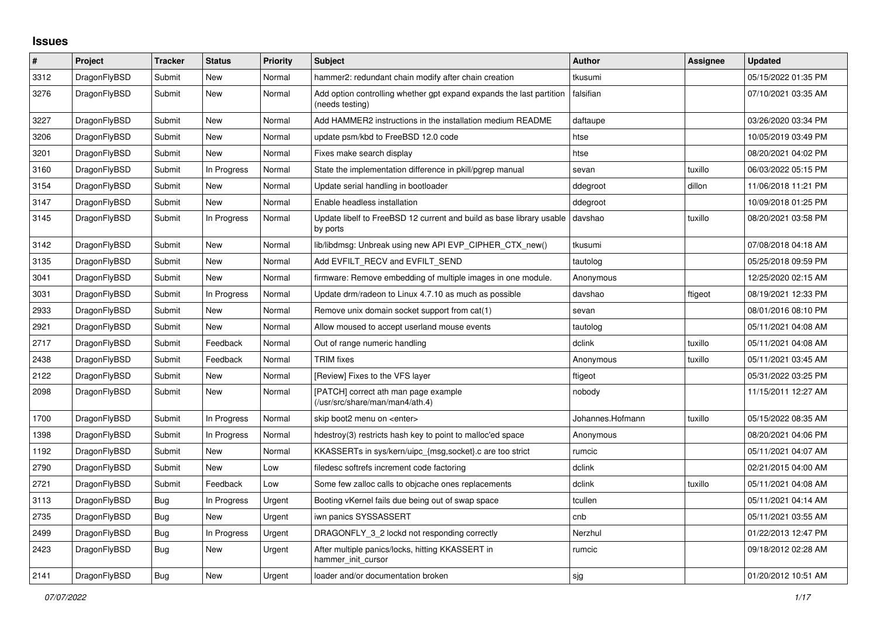# Issues

| # | Project | Tracker | Status | Priority | Subject | Author | Assignee | Updated |
|---|---|---|---|---|---|---|---|---|
| 3312 | DragonFlyBSD | Submit | New | Normal | hammer2: redundant chain modify after chain creation | tkusumi | | 05/15/2022 01:35 PM |
| 3276 | DragonFlyBSD | Submit | New | Normal | Add option controlling whether gpt expand expands the last partition (needs testing) | falsifian | | 07/10/2021 03:35 AM |
| 3227 | DragonFlyBSD | Submit | New | Normal | Add HAMMER2 instructions in the installation medium README | daftaupe | | 03/26/2020 03:34 PM |
| 3206 | DragonFlyBSD | Submit | New | Normal | update psm/kbd to FreeBSD 12.0 code | htse | | 10/05/2019 03:49 PM |
| 3201 | DragonFlyBSD | Submit | New | Normal | Fixes make search display | htse | | 08/20/2021 04:02 PM |
| 3160 | DragonFlyBSD | Submit | In Progress | Normal | State the implementation difference in pkill/pgrep manual | sevan | tuxillo | 06/03/2022 05:15 PM |
| 3154 | DragonFlyBSD | Submit | New | Normal | Update serial handling in bootloader | ddegroot | dillon | 11/06/2018 11:21 PM |
| 3147 | DragonFlyBSD | Submit | New | Normal | Enable headless installation | ddegroot | | 10/09/2018 01:25 PM |
| 3145 | DragonFlyBSD | Submit | In Progress | Normal | Update libelf to FreeBSD 12 current and build as base library usable by ports | davshao | tuxillo | 08/20/2021 03:58 PM |
| 3142 | DragonFlyBSD | Submit | New | Normal | lib/libdmsg: Unbreak using new API EVP_CIPHER_CTX_new() | tkusumi | | 07/08/2018 04:18 AM |
| 3135 | DragonFlyBSD | Submit | New | Normal | Add EVFILT_RECV and EVFILT_SEND | tautolog | | 05/25/2018 09:59 PM |
| 3041 | DragonFlyBSD | Submit | New | Normal | firmware: Remove embedding of multiple images in one module. | Anonymous | | 12/25/2020 02:15 AM |
| 3031 | DragonFlyBSD | Submit | In Progress | Normal | Update drm/radeon to Linux 4.7.10 as much as possible | davshao | ftigeot | 08/19/2021 12:33 PM |
| 2933 | DragonFlyBSD | Submit | New | Normal | Remove unix domain socket support from cat(1) | sevan | | 08/01/2016 08:10 PM |
| 2921 | DragonFlyBSD | Submit | New | Normal | Allow moused to accept userland mouse events | tautolog | | 05/11/2021 04:08 AM |
| 2717 | DragonFlyBSD | Submit | Feedback | Normal | Out of range numeric handling | dclink | tuxillo | 05/11/2021 04:08 AM |
| 2438 | DragonFlyBSD | Submit | Feedback | Normal | TRIM fixes | Anonymous | tuxillo | 05/11/2021 03:45 AM |
| 2122 | DragonFlyBSD | Submit | New | Normal | [Review] Fixes to the VFS layer | ftigeot | | 05/31/2022 03:25 PM |
| 2098 | DragonFlyBSD | Submit | New | Normal | [PATCH] correct ath man page example (/usr/src/share/man/man4/ath.4) | nobody | | 11/15/2011 12:27 AM |
| 1700 | DragonFlyBSD | Submit | In Progress | Normal | skip boot2 menu on <enter> | Johannes.Hofmann | tuxillo | 05/15/2022 08:35 AM |
| 1398 | DragonFlyBSD | Submit | In Progress | Normal | hdestroy(3) restricts hash key to point to malloc'ed space | Anonymous | | 08/20/2021 04:06 PM |
| 1192 | DragonFlyBSD | Submit | New | Normal | KKASSERTs in sys/kern/uipc_{msg,socket}.c are too strict | rumcic | | 05/11/2021 04:07 AM |
| 2790 | DragonFlyBSD | Submit | New | Low | filedesc softrefs increment code factoring | dclink | | 02/21/2015 04:00 AM |
| 2721 | DragonFlyBSD | Submit | Feedback | Low | Some few zalloc calls to objcache ones replacements | dclink | tuxillo | 05/11/2021 04:08 AM |
| 3113 | DragonFlyBSD | Bug | In Progress | Urgent | Booting vKernel fails due being out of swap space | tcullen | | 05/11/2021 04:14 AM |
| 2735 | DragonFlyBSD | Bug | New | Urgent | iwn panics SYSSASSERT | cnb | | 05/11/2021 03:55 AM |
| 2499 | DragonFlyBSD | Bug | In Progress | Urgent | DRAGONFLY_3_2 lockd not responding correctly | Nerzhul | | 01/22/2013 12:47 PM |
| 2423 | DragonFlyBSD | Bug | New | Urgent | After multiple panics/locks, hitting KKASSERT in hammer_init_cursor | rumcic | | 09/18/2012 02:28 AM |
| 2141 | DragonFlyBSD | Bug | New | Urgent | loader and/or documentation broken | sjg | | 01/20/2012 10:51 AM |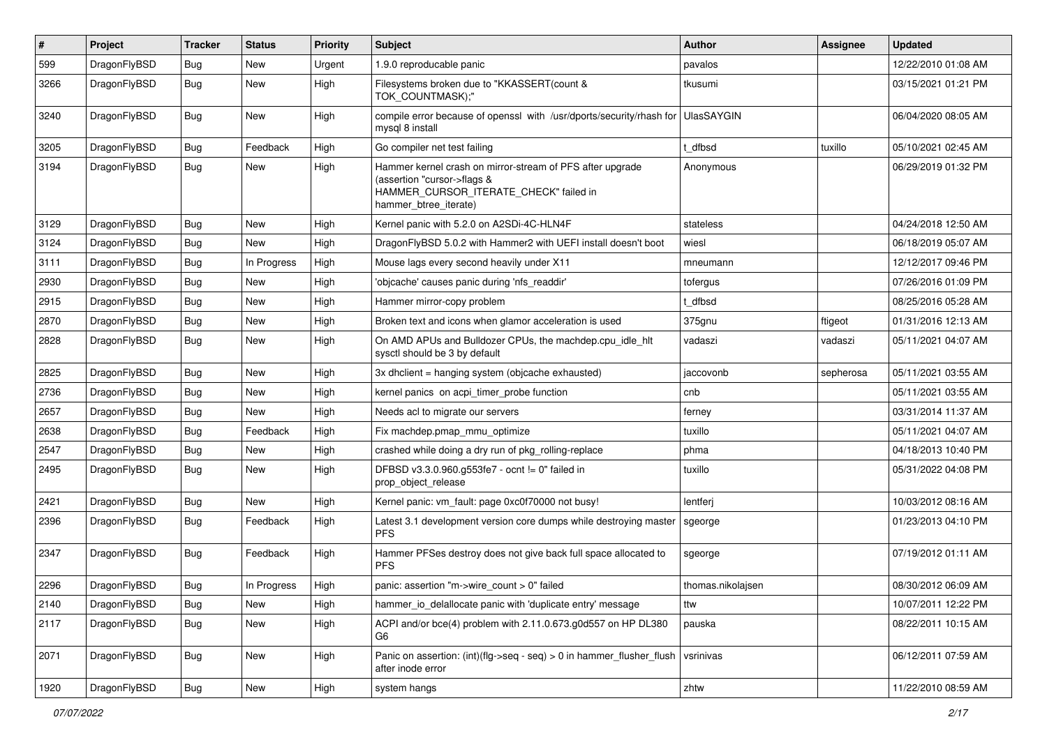| # | Project | Tracker | Status | Priority | Subject | Author | Assignee | Updated |
|---|---|---|---|---|---|---|---|---|
| 599 | DragonFlyBSD | Bug | New | Urgent | 1.9.0 reproducable panic | pavalos | | 12/22/2010 01:08 AM |
| 3266 | DragonFlyBSD | Bug | New | High | Filesystems broken due to "KKASSERT(count & TOK_COUNTMASK);" | tkusumi | | 03/15/2021 01:21 PM |
| 3240 | DragonFlyBSD | Bug | New | High | compile error because of openssl with /usr/dports/security/rhash for mysql 8 install | UlasSAYGIN | | 06/04/2020 08:05 AM |
| 3205 | DragonFlyBSD | Bug | Feedback | High | Go compiler net test failing | t_dfbsd | tuxillo | 05/10/2021 02:45 AM |
| 3194 | DragonFlyBSD | Bug | New | High | Hammer kernel crash on mirror-stream of PFS after upgrade (assertion "cursor->flags & HAMMER_CURSOR_ITERATE_CHECK" failed in hammer_btree_iterate) | Anonymous | | 06/29/2019 01:32 PM |
| 3129 | DragonFlyBSD | Bug | New | High | Kernel panic with 5.2.0 on A2SDi-4C-HLN4F | stateless | | 04/24/2018 12:50 AM |
| 3124 | DragonFlyBSD | Bug | New | High | DragonFlyBSD 5.0.2 with Hammer2 with UEFI install doesn't boot | wiesl | | 06/18/2019 05:07 AM |
| 3111 | DragonFlyBSD | Bug | In Progress | High | Mouse lags every second heavily under X11 | mneumann | | 12/12/2017 09:46 PM |
| 2930 | DragonFlyBSD | Bug | New | High | 'objcache' causes panic during 'nfs_readdir' | tofergus | | 07/26/2016 01:09 PM |
| 2915 | DragonFlyBSD | Bug | New | High | Hammer mirror-copy problem | t_dfbsd | | 08/25/2016 05:28 AM |
| 2870 | DragonFlyBSD | Bug | New | High | Broken text and icons when glamor acceleration is used | 375gnu | ftigeot | 01/31/2016 12:13 AM |
| 2828 | DragonFlyBSD | Bug | New | High | On AMD APUs and Bulldozer CPUs, the machdep.cpu_idle_hlt sysctl should be 3 by default | vadaszi | vadaszi | 05/11/2021 04:07 AM |
| 2825 | DragonFlyBSD | Bug | New | High | 3x dhclient = hanging system (objcache exhausted) | jaccovonb | sepherosa | 05/11/2021 03:55 AM |
| 2736 | DragonFlyBSD | Bug | New | High | kernel panics on acpi_timer_probe function | cnb | | 05/11/2021 03:55 AM |
| 2657 | DragonFlyBSD | Bug | New | High | Needs acl to migrate our servers | ferney | | 03/31/2014 11:37 AM |
| 2638 | DragonFlyBSD | Bug | Feedback | High | Fix machdep.pmap_mmu_optimize | tuxillo | | 05/11/2021 04:07 AM |
| 2547 | DragonFlyBSD | Bug | New | High | crashed while doing a dry run of pkg_rolling-replace | phma | | 04/18/2013 10:40 PM |
| 2495 | DragonFlyBSD | Bug | New | High | DFBSD v3.3.0.960.g553fe7 - ocnt != 0" failed in prop_object_release | tuxillo | | 05/31/2022 04:08 PM |
| 2421 | DragonFlyBSD | Bug | New | High | Kernel panic: vm_fault: page 0xc0f70000 not busy! | lentferj | | 10/03/2012 08:16 AM |
| 2396 | DragonFlyBSD | Bug | Feedback | High | Latest 3.1 development version core dumps while destroying master PFS | sgeorge | | 01/23/2013 04:10 PM |
| 2347 | DragonFlyBSD | Bug | Feedback | High | Hammer PFSes destroy does not give back full space allocated to PFS | sgeorge | | 07/19/2012 01:11 AM |
| 2296 | DragonFlyBSD | Bug | In Progress | High | panic: assertion "m->wire_count > 0" failed | thomas.nikolajsen | | 08/30/2012 06:09 AM |
| 2140 | DragonFlyBSD | Bug | New | High | hammer_io_delallocate panic with 'duplicate entry' message | ttw | | 10/07/2011 12:22 PM |
| 2117 | DragonFlyBSD | Bug | New | High | ACPI and/or bce(4) problem with 2.11.0.673.g0d557 on HP DL380 G6 | pauska | | 08/22/2011 10:15 AM |
| 2071 | DragonFlyBSD | Bug | New | High | Panic on assertion: (int)(flg->seq - seq) > 0 in hammer_flusher_flush after inode error | vsrinivas | | 06/12/2011 07:59 AM |
| 1920 | DragonFlyBSD | Bug | New | High | system hangs | zhtw | | 11/22/2010 08:59 AM |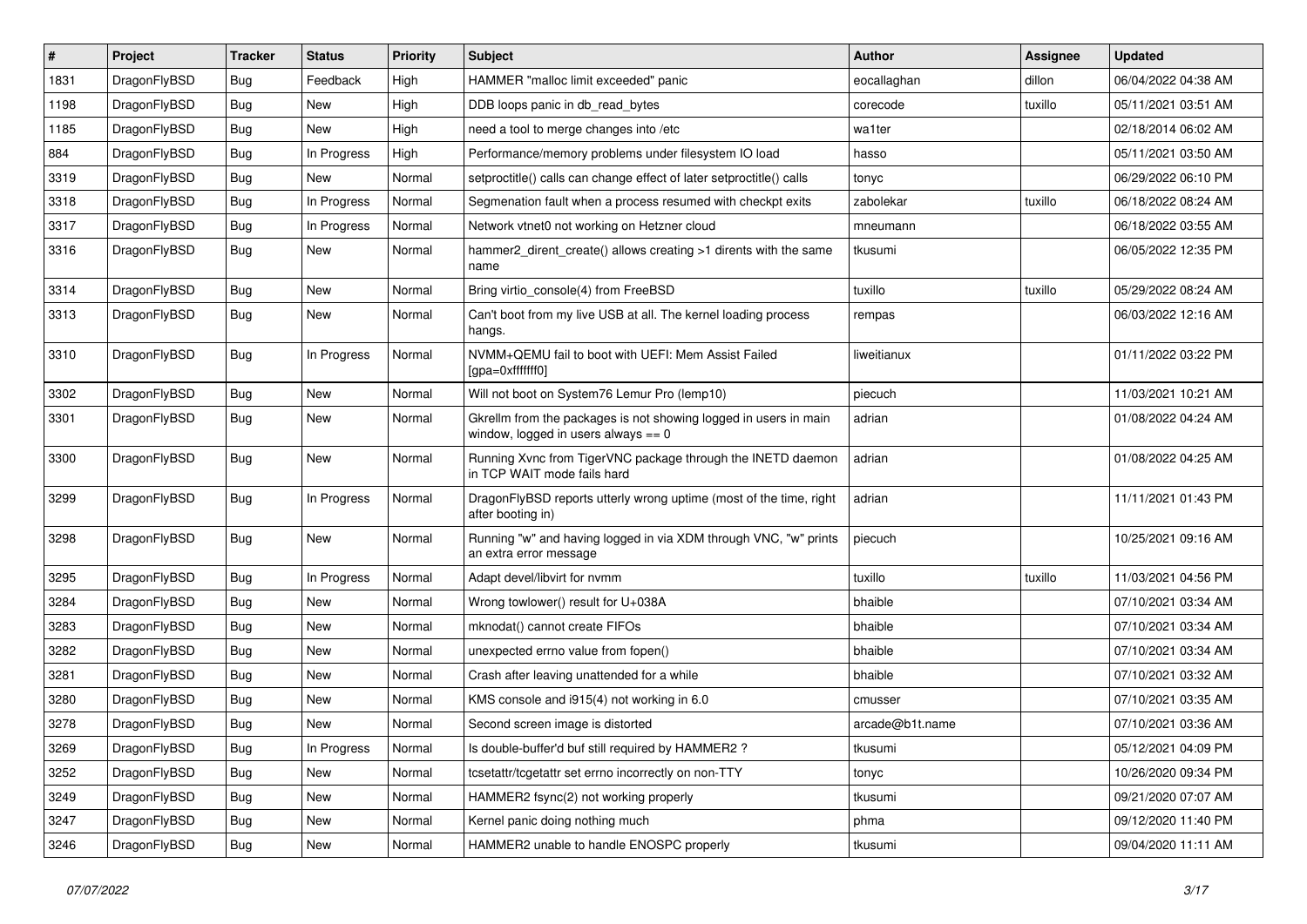| # | Project | Tracker | Status | Priority | Subject | Author | Assignee | Updated |
|---|---|---|---|---|---|---|---|---|
| 1831 | DragonFlyBSD | Bug | Feedback | High | HAMMER "malloc limit exceeded" panic | eocallaghan | dillon | 06/04/2022 04:38 AM |
| 1198 | DragonFlyBSD | Bug | New | High | DDB loops panic in db_read_bytes | corecode | tuxillo | 05/11/2021 03:51 AM |
| 1185 | DragonFlyBSD | Bug | New | High | need a tool to merge changes into /etc | wa1ter | | 02/18/2014 06:02 AM |
| 884 | DragonFlyBSD | Bug | In Progress | High | Performance/memory problems under filesystem IO load | hasso | | 05/11/2021 03:50 AM |
| 3319 | DragonFlyBSD | Bug | New | Normal | setproctitle() calls can change effect of later setproctitle() calls | tonyc | | 06/29/2022 06:10 PM |
| 3318 | DragonFlyBSD | Bug | In Progress | Normal | Segmenation fault when a process resumed with checkpt exits | zabolekar | tuxillo | 06/18/2022 08:24 AM |
| 3317 | DragonFlyBSD | Bug | In Progress | Normal | Network vtnet0 not working on Hetzner cloud | mneumann | | 06/18/2022 03:55 AM |
| 3316 | DragonFlyBSD | Bug | New | Normal | hammer2_dirent_create() allows creating >1 dirents with the same name | tkusumi | | 06/05/2022 12:35 PM |
| 3314 | DragonFlyBSD | Bug | New | Normal | Bring virtio_console(4) from FreeBSD | tuxillo | tuxillo | 05/29/2022 08:24 AM |
| 3313 | DragonFlyBSD | Bug | New | Normal | Can't boot from my live USB at all. The kernel loading process hangs. | rempas | | 06/03/2022 12:16 AM |
| 3310 | DragonFlyBSD | Bug | In Progress | Normal | NVMM+QEMU fail to boot with UEFI: Mem Assist Failed [gpa=0xfffffff0] | liweitianux | | 01/11/2022 03:22 PM |
| 3302 | DragonFlyBSD | Bug | New | Normal | Will not boot on System76 Lemur Pro (lemp10) | piecuch | | 11/03/2021 10:21 AM |
| 3301 | DragonFlyBSD | Bug | New | Normal | Gkrellm from the packages is not showing logged in users in main window, logged in users always == 0 | adrian | | 01/08/2022 04:24 AM |
| 3300 | DragonFlyBSD | Bug | New | Normal | Running Xvnc from TigerVNC package through the INETD daemon in TCP WAIT mode fails hard | adrian | | 01/08/2022 04:25 AM |
| 3299 | DragonFlyBSD | Bug | In Progress | Normal | DragonFlyBSD reports utterly wrong uptime (most of the time, right after booting in) | adrian | | 11/11/2021 01:43 PM |
| 3298 | DragonFlyBSD | Bug | New | Normal | Running "w" and having logged in via XDM through VNC, "w" prints an extra error message | piecuch | | 10/25/2021 09:16 AM |
| 3295 | DragonFlyBSD | Bug | In Progress | Normal | Adapt devel/libvirt for nvmm | tuxillo | tuxillo | 11/03/2021 04:56 PM |
| 3284 | DragonFlyBSD | Bug | New | Normal | Wrong towlower() result for U+038A | bhaible | | 07/10/2021 03:34 AM |
| 3283 | DragonFlyBSD | Bug | New | Normal | mknodat() cannot create FIFOs | bhaible | | 07/10/2021 03:34 AM |
| 3282 | DragonFlyBSD | Bug | New | Normal | unexpected errno value from fopen() | bhaible | | 07/10/2021 03:34 AM |
| 3281 | DragonFlyBSD | Bug | New | Normal | Crash after leaving unattended for a while | bhaible | | 07/10/2021 03:32 AM |
| 3280 | DragonFlyBSD | Bug | New | Normal | KMS console and i915(4) not working in 6.0 | cmusser | | 07/10/2021 03:35 AM |
| 3278 | DragonFlyBSD | Bug | New | Normal | Second screen image is distorted | arcade@b1t.name | | 07/10/2021 03:36 AM |
| 3269 | DragonFlyBSD | Bug | In Progress | Normal | Is double-buffer'd buf still required by HAMMER2 ? | tkusumi | | 05/12/2021 04:09 PM |
| 3252 | DragonFlyBSD | Bug | New | Normal | tcsetattr/tcgetattr set errno incorrectly on non-TTY | tonyc | | 10/26/2020 09:34 PM |
| 3249 | DragonFlyBSD | Bug | New | Normal | HAMMER2 fsync(2) not working properly | tkusumi | | 09/21/2020 07:07 AM |
| 3247 | DragonFlyBSD | Bug | New | Normal | Kernel panic doing nothing much | phma | | 09/12/2020 11:40 PM |
| 3246 | DragonFlyBSD | Bug | New | Normal | HAMMER2 unable to handle ENOSPC properly | tkusumi | | 09/04/2020 11:11 AM |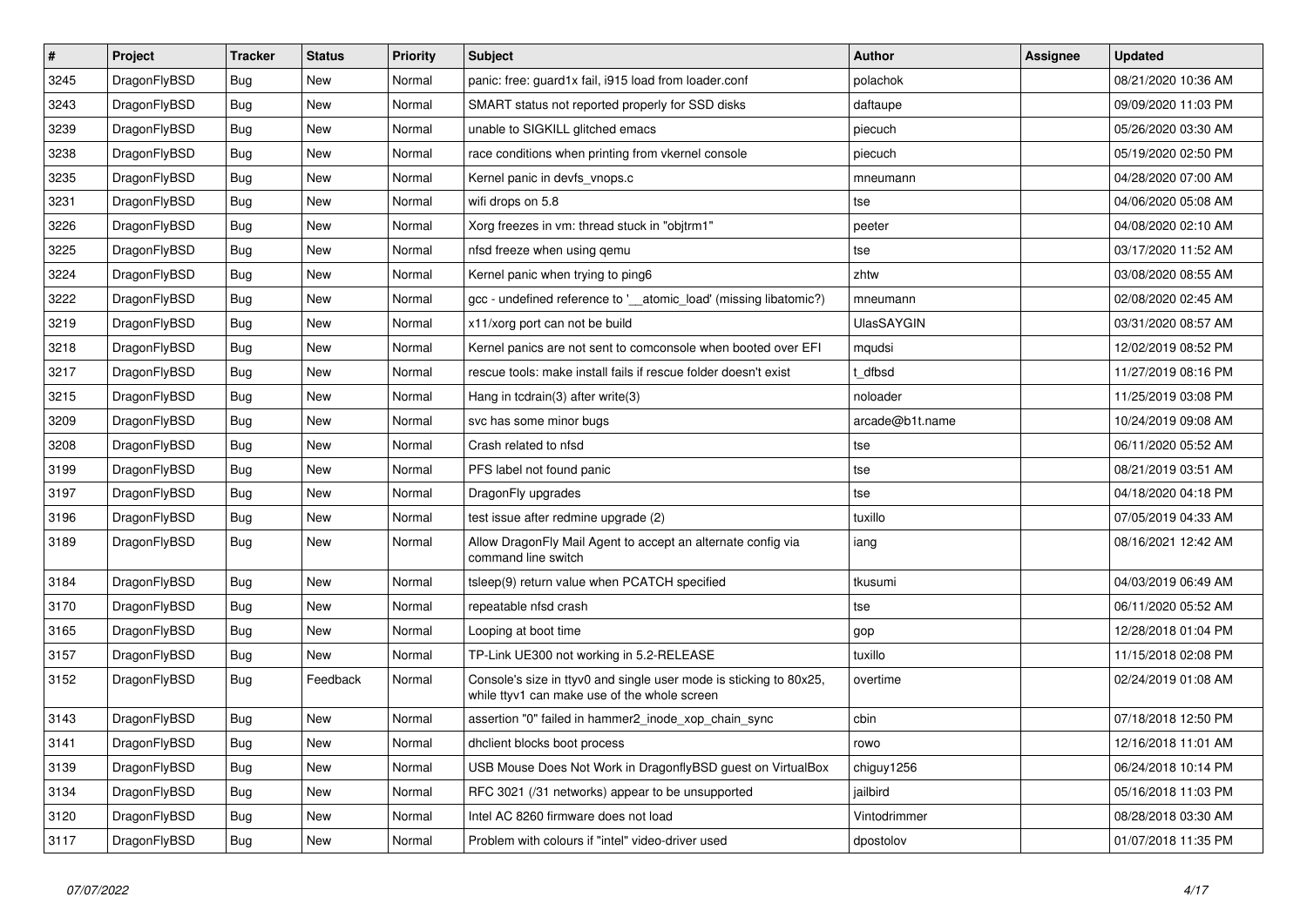| # | Project | Tracker | Status | Priority | Subject | Author | Assignee | Updated |
|---|---|---|---|---|---|---|---|---|
| 3245 | DragonFlyBSD | Bug | New | Normal | panic: free: guard1x fail, i915 load from loader.conf | polachok | | 08/21/2020 10:36 AM |
| 3243 | DragonFlyBSD | Bug | New | Normal | SMART status not reported properly for SSD disks | daftaupe | | 09/09/2020 11:03 PM |
| 3239 | DragonFlyBSD | Bug | New | Normal | unable to SIGKILL glitched emacs | piecuch | | 05/26/2020 03:30 AM |
| 3238 | DragonFlyBSD | Bug | New | Normal | race conditions when printing from vkernel console | piecuch | | 05/19/2020 02:50 PM |
| 3235 | DragonFlyBSD | Bug | New | Normal | Kernel panic in devfs_vnops.c | mneumann | | 04/28/2020 07:00 AM |
| 3231 | DragonFlyBSD | Bug | New | Normal | wifi drops on 5.8 | tse | | 04/06/2020 05:08 AM |
| 3226 | DragonFlyBSD | Bug | New | Normal | Xorg freezes in vm: thread stuck in "objtrm1" | peeter | | 04/08/2020 02:10 AM |
| 3225 | DragonFlyBSD | Bug | New | Normal | nfsd freeze when using qemu | tse | | 03/17/2020 11:52 AM |
| 3224 | DragonFlyBSD | Bug | New | Normal | Kernel panic when trying to ping6 | zhtw | | 03/08/2020 08:55 AM |
| 3222 | DragonFlyBSD | Bug | New | Normal | gcc - undefined reference to '__atomic_load' (missing libatomic?) | mneumann | | 02/08/2020 02:45 AM |
| 3219 | DragonFlyBSD | Bug | New | Normal | x11/xorg port can not be build | UlasSAYGIN | | 03/31/2020 08:57 AM |
| 3218 | DragonFlyBSD | Bug | New | Normal | Kernel panics are not sent to comconsole when booted over EFI | mqudsi | | 12/02/2019 08:52 PM |
| 3217 | DragonFlyBSD | Bug | New | Normal | rescue tools: make install fails if rescue folder doesn't exist | t_dfbsd | | 11/27/2019 08:16 PM |
| 3215 | DragonFlyBSD | Bug | New | Normal | Hang in tcdrain(3) after write(3) | noloader | | 11/25/2019 03:08 PM |
| 3209 | DragonFlyBSD | Bug | New | Normal | svc has some minor bugs | arcade@b1t.name | | 10/24/2019 09:08 AM |
| 3208 | DragonFlyBSD | Bug | New | Normal | Crash related to nfsd | tse | | 06/11/2020 05:52 AM |
| 3199 | DragonFlyBSD | Bug | New | Normal | PFS label not found panic | tse | | 08/21/2019 03:51 AM |
| 3197 | DragonFlyBSD | Bug | New | Normal | DragonFly upgrades | tse | | 04/18/2020 04:18 PM |
| 3196 | DragonFlyBSD | Bug | New | Normal | test issue after redmine upgrade (2) | tuxillo | | 07/05/2019 04:33 AM |
| 3189 | DragonFlyBSD | Bug | New | Normal | Allow DragonFly Mail Agent to accept an alternate config via command line switch | iang | | 08/16/2021 12:42 AM |
| 3184 | DragonFlyBSD | Bug | New | Normal | tsleep(9) return value when PCATCH specified | tkusumi | | 04/03/2019 06:49 AM |
| 3170 | DragonFlyBSD | Bug | New | Normal | repeatable nfsd crash | tse | | 06/11/2020 05:52 AM |
| 3165 | DragonFlyBSD | Bug | New | Normal | Looping at boot time | gop | | 12/28/2018 01:04 PM |
| 3157 | DragonFlyBSD | Bug | New | Normal | TP-Link UE300 not working in 5.2-RELEASE | tuxillo | | 11/15/2018 02:08 PM |
| 3152 | DragonFlyBSD | Bug | Feedback | Normal | Console's size in ttyv0 and single user mode is sticking to 80x25, while ttyv1 can make use of the whole screen | overtime | | 02/24/2019 01:08 AM |
| 3143 | DragonFlyBSD | Bug | New | Normal | assertion "0" failed in hammer2_inode_xop_chain_sync | cbin | | 07/18/2018 12:50 PM |
| 3141 | DragonFlyBSD | Bug | New | Normal | dhclient blocks boot process | rowo | | 12/16/2018 11:01 AM |
| 3139 | DragonFlyBSD | Bug | New | Normal | USB Mouse Does Not Work in DragonflyBSD guest on VirtualBox | chiguy1256 | | 06/24/2018 10:14 PM |
| 3134 | DragonFlyBSD | Bug | New | Normal | RFC 3021 (/31 networks) appear to be unsupported | jailbird | | 05/16/2018 11:03 PM |
| 3120 | DragonFlyBSD | Bug | New | Normal | Intel AC 8260 firmware does not load | Vintodrimmer | | 08/28/2018 03:30 AM |
| 3117 | DragonFlyBSD | Bug | New | Normal | Problem with colours if "intel" video-driver used | dpostolov | | 01/07/2018 11:35 PM |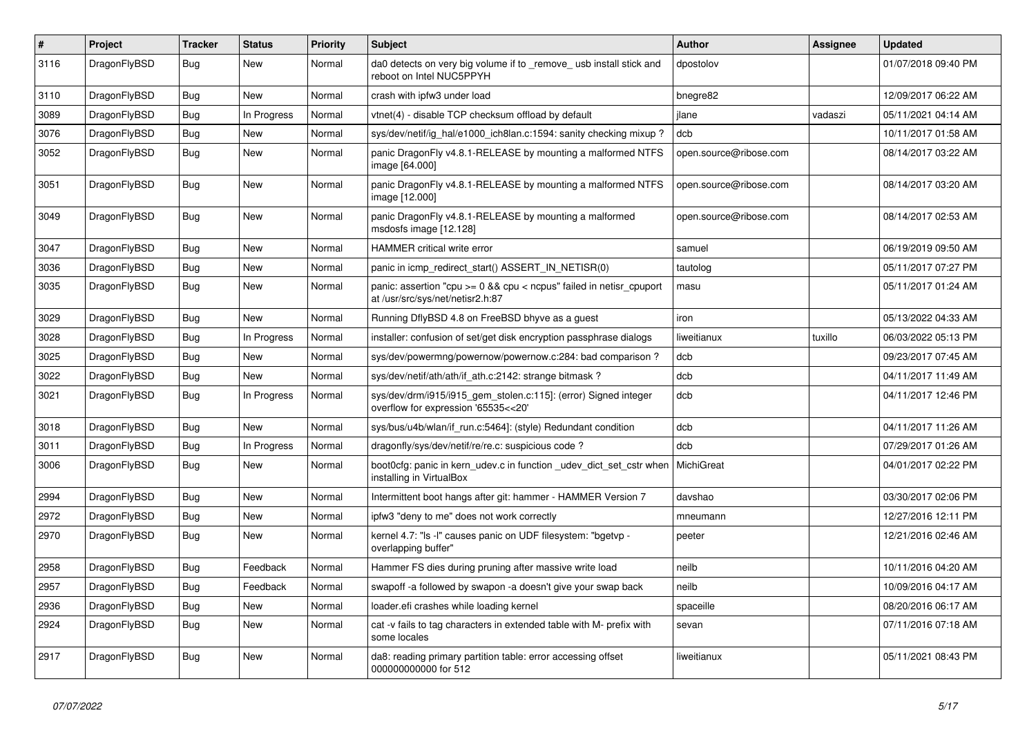| # | Project | Tracker | Status | Priority | Subject | Author | Assignee | Updated |
|---|---|---|---|---|---|---|---|---|
| 3116 | DragonFlyBSD | Bug | New | Normal | da0 detects on very big volume if to _remove_ usb install stick and reboot on Intel NUC5PPYH | dpostolov | | 01/07/2018 09:40 PM |
| 3110 | DragonFlyBSD | Bug | New | Normal | crash with ipfw3 under load | bnegre82 | | 12/09/2017 06:22 AM |
| 3089 | DragonFlyBSD | Bug | In Progress | Normal | vtnet(4) - disable TCP checksum offload by default | jlane | vadaszi | 05/11/2021 04:14 AM |
| 3076 | DragonFlyBSD | Bug | New | Normal | sys/dev/netif/ig_hal/e1000_ich8lan.c:1594: sanity checking mixup ? | dcb | | 10/11/2017 01:58 AM |
| 3052 | DragonFlyBSD | Bug | New | Normal | panic DragonFly v4.8.1-RELEASE by mounting a malformed NTFS image [64.000] | open.source@ribose.com | | 08/14/2017 03:22 AM |
| 3051 | DragonFlyBSD | Bug | New | Normal | panic DragonFly v4.8.1-RELEASE by mounting a malformed NTFS image [12.000] | open.source@ribose.com | | 08/14/2017 03:20 AM |
| 3049 | DragonFlyBSD | Bug | New | Normal | panic DragonFly v4.8.1-RELEASE by mounting a malformed msdosfs image [12.128] | open.source@ribose.com | | 08/14/2017 02:53 AM |
| 3047 | DragonFlyBSD | Bug | New | Normal | HAMMER critical write error | samuel | | 06/19/2019 09:50 AM |
| 3036 | DragonFlyBSD | Bug | New | Normal | panic in icmp_redirect_start() ASSERT_IN_NETISR(0) | tautolog | | 05/11/2017 07:27 PM |
| 3035 | DragonFlyBSD | Bug | New | Normal | panic: assertion "cpu >= 0 && cpu < ncpus" failed in netisr_cpuport at /usr/src/sys/net/netisr2.h:87 | masu | | 05/11/2017 01:24 AM |
| 3029 | DragonFlyBSD | Bug | New | Normal | Running DflyBSD 4.8 on FreeBSD bhyve as a guest | iron | | 05/13/2022 04:33 AM |
| 3028 | DragonFlyBSD | Bug | In Progress | Normal | installer: confusion of set/get disk encryption passphrase dialogs | liweitianux | tuxillo | 06/03/2022 05:13 PM |
| 3025 | DragonFlyBSD | Bug | New | Normal | sys/dev/powermng/powernow/powernow.c:284: bad comparison ? | dcb | | 09/23/2017 07:45 AM |
| 3022 | DragonFlyBSD | Bug | New | Normal | sys/dev/netif/ath/ath/if_ath.c:2142: strange bitmask ? | dcb | | 04/11/2017 11:49 AM |
| 3021 | DragonFlyBSD | Bug | In Progress | Normal | sys/dev/drm/i915/i915_gem_stolen.c:115]: (error) Signed integer overflow for expression '65535<<20' | dcb | | 04/11/2017 12:46 PM |
| 3018 | DragonFlyBSD | Bug | New | Normal | sys/bus/u4b/wlan/if_run.c:5464]: (style) Redundant condition | dcb | | 04/11/2017 11:26 AM |
| 3011 | DragonFlyBSD | Bug | In Progress | Normal | dragonfly/sys/dev/netif/re/re.c: suspicious code ? | dcb | | 07/29/2017 01:26 AM |
| 3006 | DragonFlyBSD | Bug | New | Normal | boot0cfg: panic in kern_udev.c in function _udev_dict_set_cstr when installing in VirtualBox | MichiGreat | | 04/01/2017 02:22 PM |
| 2994 | DragonFlyBSD | Bug | New | Normal | Intermittent boot hangs after git: hammer - HAMMER Version 7 | davshao | | 03/30/2017 02:06 PM |
| 2972 | DragonFlyBSD | Bug | New | Normal | ipfw3 "deny to me" does not work correctly | mneumann | | 12/27/2016 12:11 PM |
| 2970 | DragonFlyBSD | Bug | New | Normal | kernel 4.7: "ls -l" causes panic on UDF filesystem: "bgetvp - overlapping buffer" | peeter | | 12/21/2016 02:46 AM |
| 2958 | DragonFlyBSD | Bug | Feedback | Normal | Hammer FS dies during pruning after massive write load | neilb | | 10/11/2016 04:20 AM |
| 2957 | DragonFlyBSD | Bug | Feedback | Normal | swapoff -a followed by swapon -a doesn't give your swap back | neilb | | 10/09/2016 04:17 AM |
| 2936 | DragonFlyBSD | Bug | New | Normal | loader.efi crashes while loading kernel | spaceille | | 08/20/2016 06:17 AM |
| 2924 | DragonFlyBSD | Bug | New | Normal | cat -v fails to tag characters in extended table with M- prefix with some locales | sevan | | 07/11/2016 07:18 AM |
| 2917 | DragonFlyBSD | Bug | New | Normal | da8: reading primary partition table: error accessing offset 000000000000 for 512 | liweitianux | | 05/11/2021 08:43 PM |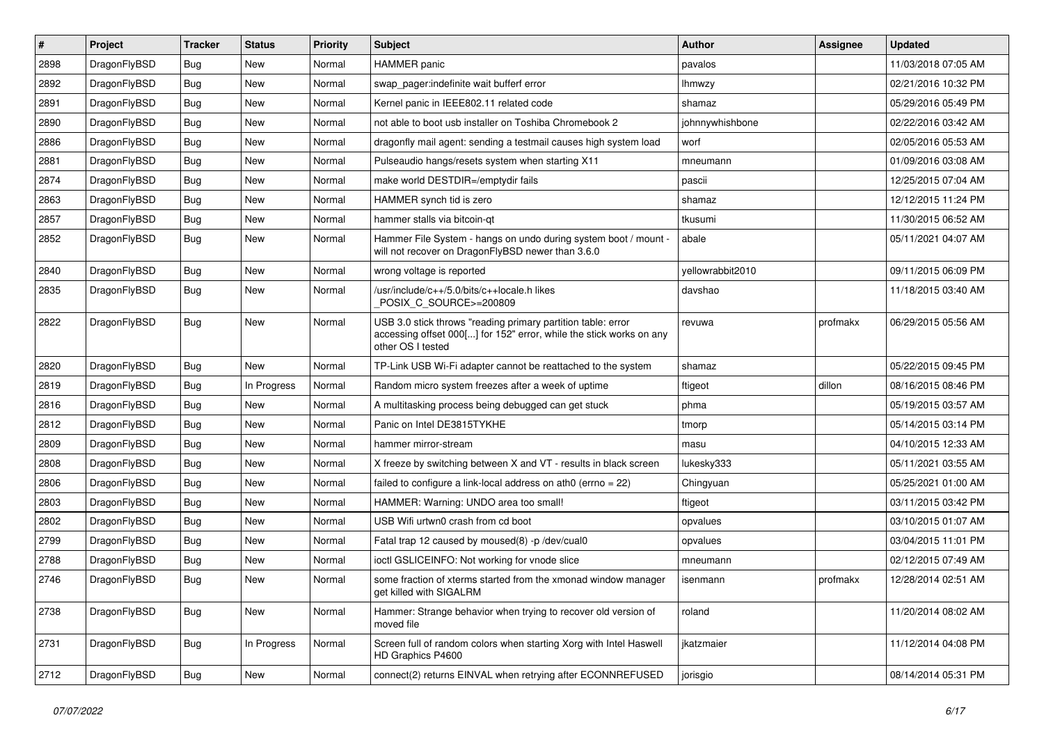| # | Project | Tracker | Status | Priority | Subject | Author | Assignee | Updated |
|---|---|---|---|---|---|---|---|---|
| 2898 | DragonFlyBSD | Bug | New | Normal | HAMMER panic | pavalos | | 11/03/2018 07:05 AM |
| 2892 | DragonFlyBSD | Bug | New | Normal | swap_pager:indefinite wait bufferf error | lhmwzy | | 02/21/2016 10:32 PM |
| 2891 | DragonFlyBSD | Bug | New | Normal | Kernel panic in IEEE802.11 related code | shamaz | | 05/29/2016 05:49 PM |
| 2890 | DragonFlyBSD | Bug | New | Normal | not able to boot usb installer on Toshiba Chromebook 2 | johnnywhishbone | | 02/22/2016 03:42 AM |
| 2886 | DragonFlyBSD | Bug | New | Normal | dragonfly mail agent: sending a testmail causes high system load | worf | | 02/05/2016 05:53 AM |
| 2881 | DragonFlyBSD | Bug | New | Normal | Pulseaudio hangs/resets system when starting X11 | mneumann | | 01/09/2016 03:08 AM |
| 2874 | DragonFlyBSD | Bug | New | Normal | make world DESTDIR=/emptydir fails | pascii | | 12/25/2015 07:04 AM |
| 2863 | DragonFlyBSD | Bug | New | Normal | HAMMER synch tid is zero | shamaz | | 12/12/2015 11:24 PM |
| 2857 | DragonFlyBSD | Bug | New | Normal | hammer stalls via bitcoin-qt | tkusumi | | 11/30/2015 06:52 AM |
| 2852 | DragonFlyBSD | Bug | New | Normal | Hammer File System - hangs on undo during system boot / mount - will not recover on DragonFlyBSD newer than 3.6.0 | abale | | 05/11/2021 04:07 AM |
| 2840 | DragonFlyBSD | Bug | New | Normal | wrong voltage is reported | yellowrabbit2010 | | 09/11/2015 06:09 PM |
| 2835 | DragonFlyBSD | Bug | New | Normal | /usr/include/c++/5.0/bits/c++locale.h likes _POSIX_C_SOURCE>=200809 | davshao | | 11/18/2015 03:40 AM |
| 2822 | DragonFlyBSD | Bug | New | Normal | USB 3.0 stick throws "reading primary partition table: error accessing offset 000[...] for 152" error, while the stick works on any other OS I tested | revuwa | profmakx | 06/29/2015 05:56 AM |
| 2820 | DragonFlyBSD | Bug | New | Normal | TP-Link USB Wi-Fi adapter cannot be reattached to the system | shamaz | | 05/22/2015 09:45 PM |
| 2819 | DragonFlyBSD | Bug | In Progress | Normal | Random micro system freezes after a week of uptime | ftigeot | dillon | 08/16/2015 08:46 PM |
| 2816 | DragonFlyBSD | Bug | New | Normal | A multitasking process being debugged can get stuck | phma | | 05/19/2015 03:57 AM |
| 2812 | DragonFlyBSD | Bug | New | Normal | Panic on Intel DE3815TYKHE | tmorp | | 05/14/2015 03:14 PM |
| 2809 | DragonFlyBSD | Bug | New | Normal | hammer mirror-stream | masu | | 04/10/2015 12:33 AM |
| 2808 | DragonFlyBSD | Bug | New | Normal | X freeze by switching between X and VT - results in black screen | lukesky333 | | 05/11/2021 03:55 AM |
| 2806 | DragonFlyBSD | Bug | New | Normal | failed to configure a link-local address on ath0 (errno = 22) | Chingyuan | | 05/25/2021 01:00 AM |
| 2803 | DragonFlyBSD | Bug | New | Normal | HAMMER: Warning: UNDO area too small! | ftigeot | | 03/11/2015 03:42 PM |
| 2802 | DragonFlyBSD | Bug | New | Normal | USB Wifi urtwn0 crash from cd boot | opvalues | | 03/10/2015 01:07 AM |
| 2799 | DragonFlyBSD | Bug | New | Normal | Fatal trap 12 caused by moused(8) -p /dev/cual0 | opvalues | | 03/04/2015 11:01 PM |
| 2788 | DragonFlyBSD | Bug | New | Normal | ioctl GSLICEINFO: Not working for vnode slice | mneumann | | 02/12/2015 07:49 AM |
| 2746 | DragonFlyBSD | Bug | New | Normal | some fraction of xterms started from the xmonad window manager get killed with SIGALRM | isenmann | profmakx | 12/28/2014 02:51 AM |
| 2738 | DragonFlyBSD | Bug | New | Normal | Hammer: Strange behavior when trying to recover old version of moved file | roland | | 11/20/2014 08:02 AM |
| 2731 | DragonFlyBSD | Bug | In Progress | Normal | Screen full of random colors when starting Xorg with Intel Haswell HD Graphics P4600 | jkatzmaier | | 11/12/2014 04:08 PM |
| 2712 | DragonFlyBSD | Bug | New | Normal | connect(2) returns EINVAL when retrying after ECONNREFUSED | jorisgio | | 08/14/2014 05:31 PM |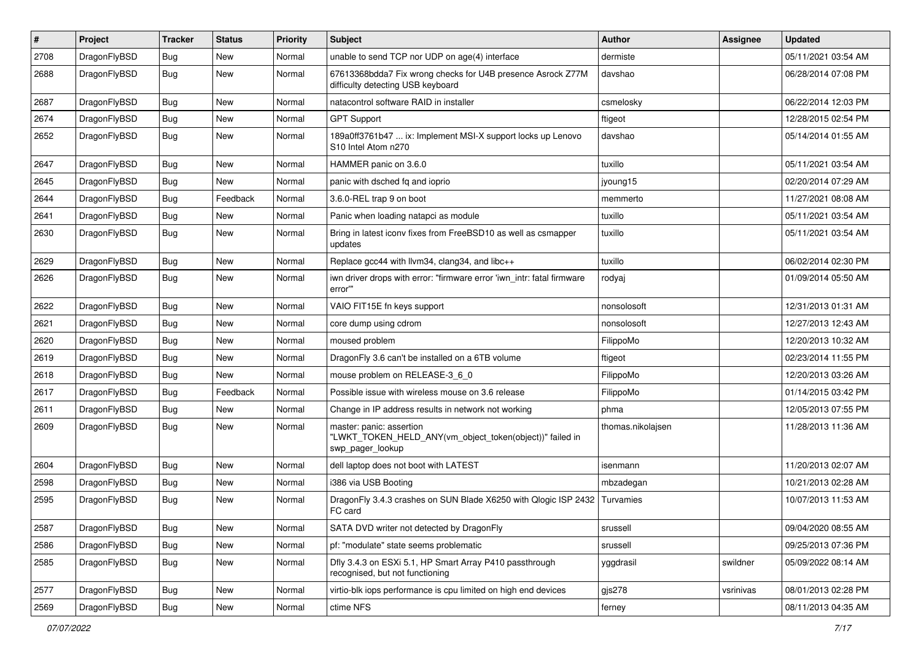| # | Project | Tracker | Status | Priority | Subject | Author | Assignee | Updated |
|---|---|---|---|---|---|---|---|---|
| 2708 | DragonFlyBSD | Bug | New | Normal | unable to send TCP nor UDP on age(4) interface | dermiste | | 05/11/2021 03:54 AM |
| 2688 | DragonFlyBSD | Bug | New | Normal | 67613368bdda7 Fix wrong checks for U4B presence Asrock Z77M difficulty detecting USB keyboard | davshao | | 06/28/2014 07:08 PM |
| 2687 | DragonFlyBSD | Bug | New | Normal | natacontrol software RAID in installer | csmelosky | | 06/22/2014 12:03 PM |
| 2674 | DragonFlyBSD | Bug | New | Normal | GPT Support | ftigeot | | 12/28/2015 02:54 PM |
| 2652 | DragonFlyBSD | Bug | New | Normal | 189a0ff3761b47 ... ix: Implement MSI-X support locks up Lenovo S10 Intel Atom n270 | davshao | | 05/14/2014 01:55 AM |
| 2647 | DragonFlyBSD | Bug | New | Normal | HAMMER panic on 3.6.0 | tuxillo | | 05/11/2021 03:54 AM |
| 2645 | DragonFlyBSD | Bug | New | Normal | panic with dsched fq and ioprio | jyoung15 | | 02/20/2014 07:29 AM |
| 2644 | DragonFlyBSD | Bug | Feedback | Normal | 3.6.0-REL trap 9 on boot | memmerto | | 11/27/2021 08:08 AM |
| 2641 | DragonFlyBSD | Bug | New | Normal | Panic when loading natapci as module | tuxillo | | 05/11/2021 03:54 AM |
| 2630 | DragonFlyBSD | Bug | New | Normal | Bring in latest iconv fixes from FreeBSD10 as well as csmapper updates | tuxillo | | 05/11/2021 03:54 AM |
| 2629 | DragonFlyBSD | Bug | New | Normal | Replace gcc44 with llvm34, clang34, and libc++ | tuxillo | | 06/02/2014 02:30 PM |
| 2626 | DragonFlyBSD | Bug | New | Normal | iwn driver drops with error: "firmware error 'iwn_intr: fatal firmware error'" | rodyaj | | 01/09/2014 05:50 AM |
| 2622 | DragonFlyBSD | Bug | New | Normal | VAIO FIT15E fn keys support | nonsolosoft | | 12/31/2013 01:31 AM |
| 2621 | DragonFlyBSD | Bug | New | Normal | core dump using cdrom | nonsolosoft | | 12/27/2013 12:43 AM |
| 2620 | DragonFlyBSD | Bug | New | Normal | moused problem | FilippoMo | | 12/20/2013 10:32 AM |
| 2619 | DragonFlyBSD | Bug | New | Normal | DragonFly 3.6 can't be installed on a 6TB volume | ftigeot | | 02/23/2014 11:55 PM |
| 2618 | DragonFlyBSD | Bug | New | Normal | mouse problem on RELEASE-3_6_0 | FilippoMo | | 12/20/2013 03:26 AM |
| 2617 | DragonFlyBSD | Bug | Feedback | Normal | Possible issue with wireless mouse on 3.6 release | FilippoMo | | 01/14/2015 03:42 PM |
| 2611 | DragonFlyBSD | Bug | New | Normal | Change in IP address results in network not working | phma | | 12/05/2013 07:55 PM |
| 2609 | DragonFlyBSD | Bug | New | Normal | master: panic: assertion "LWKT_TOKEN_HELD_ANY(vm_object_token(object))" failed in swp_pager_lookup | thomas.nikolajsen | | 11/28/2013 11:36 AM |
| 2604 | DragonFlyBSD | Bug | New | Normal | dell laptop does not boot with LATEST | isenmann | | 11/20/2013 02:07 AM |
| 2598 | DragonFlyBSD | Bug | New | Normal | i386 via USB Booting | mbzadegan | | 10/21/2013 02:28 AM |
| 2595 | DragonFlyBSD | Bug | New | Normal | DragonFly 3.4.3 crashes on SUN Blade X6250 with Qlogic ISP 2432 FC card | Turvamies | | 10/07/2013 11:53 AM |
| 2587 | DragonFlyBSD | Bug | New | Normal | SATA DVD writer not detected by DragonFly | srussell | | 09/04/2020 08:55 AM |
| 2586 | DragonFlyBSD | Bug | New | Normal | pf: "modulate" state seems problematic | srussell | | 09/25/2013 07:36 PM |
| 2585 | DragonFlyBSD | Bug | New | Normal | Dfly 3.4.3 on ESXi 5.1, HP Smart Array P410 passthrough recognised, but not functioning | yggdrasil | swildner | 05/09/2022 08:14 AM |
| 2577 | DragonFlyBSD | Bug | New | Normal | virtio-blk iops performance is cpu limited on high end devices | gjs278 | vsrinivas | 08/01/2013 02:28 PM |
| 2569 | DragonFlyBSD | Bug | New | Normal | ctime NFS | ferney | | 08/11/2013 04:35 AM |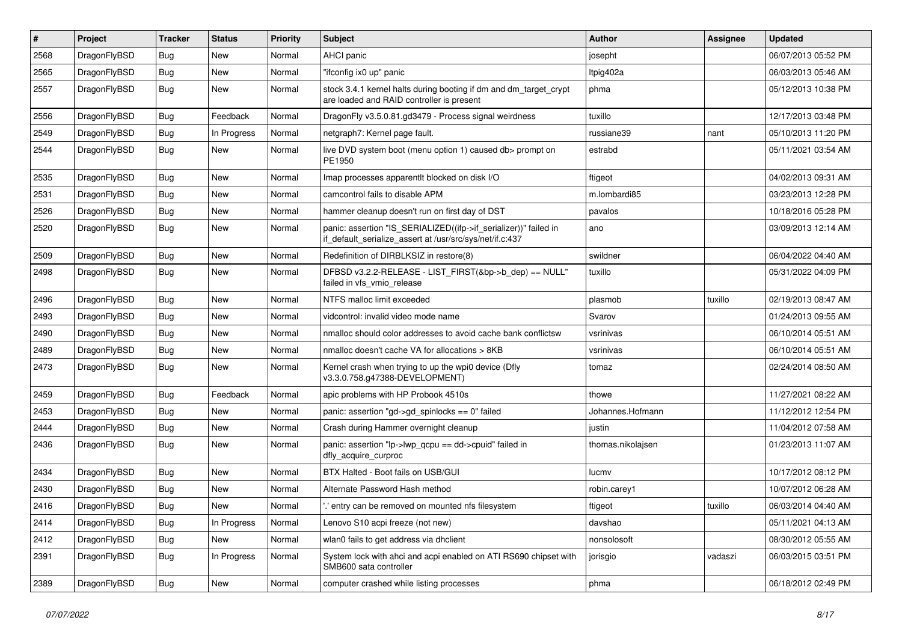| # | Project | Tracker | Status | Priority | Subject | Author | Assignee | Updated |
|---|---|---|---|---|---|---|---|---|
| 2568 | DragonFlyBSD | Bug | New | Normal | AHCI panic | josepht | | 06/07/2013 05:52 PM |
| 2565 | DragonFlyBSD | Bug | New | Normal | "ifconfig ix0 up" panic | ltpig402a | | 06/03/2013 05:46 AM |
| 2557 | DragonFlyBSD | Bug | New | Normal | stock 3.4.1 kernel halts during booting if dm and dm_target_crypt are loaded and RAID controller is present | phma | | 05/12/2013 10:38 PM |
| 2556 | DragonFlyBSD | Bug | Feedback | Normal | DragonFly v3.5.0.81.gd3479 - Process signal weirdness | tuxillo | | 12/17/2013 03:48 PM |
| 2549 | DragonFlyBSD | Bug | In Progress | Normal | netgraph7: Kernel page fault. | russiane39 | nant | 05/10/2013 11:20 PM |
| 2544 | DragonFlyBSD | Bug | New | Normal | live DVD system boot (menu option 1) caused db> prompt on PE1950 | estrabd | | 05/11/2021 03:54 AM |
| 2535 | DragonFlyBSD | Bug | New | Normal | Imap processes apparentlt blocked on disk I/O | ftigeot | | 04/02/2013 09:31 AM |
| 2531 | DragonFlyBSD | Bug | New | Normal | camcontrol fails to disable APM | m.lombardi85 | | 03/23/2013 12:28 PM |
| 2526 | DragonFlyBSD | Bug | New | Normal | hammer cleanup doesn't run on first day of DST | pavalos | | 10/18/2016 05:28 PM |
| 2520 | DragonFlyBSD | Bug | New | Normal | panic: assertion "IS_SERIALIZED((ifp->if_serializer))" failed in if_default_serialize_assert at /usr/src/sys/net/if.c:437 | ano | | 03/09/2013 12:14 AM |
| 2509 | DragonFlyBSD | Bug | New | Normal | Redefinition of DIRBLKSIZ in restore(8) | swildner | | 06/04/2022 04:40 AM |
| 2498 | DragonFlyBSD | Bug | New | Normal | DFBSD v3.2.2-RELEASE - LIST_FIRST(&bp->b_dep) == NULL" failed in vfs_vmio_release | tuxillo | | 05/31/2022 04:09 PM |
| 2496 | DragonFlyBSD | Bug | New | Normal | NTFS malloc limit exceeded | plasmob | tuxillo | 02/19/2013 08:47 AM |
| 2493 | DragonFlyBSD | Bug | New | Normal | vidcontrol: invalid video mode name | Svarov | | 01/24/2013 09:55 AM |
| 2490 | DragonFlyBSD | Bug | New | Normal | nmalloc should color addresses to avoid cache bank conflictsw | vsrinivas | | 06/10/2014 05:51 AM |
| 2489 | DragonFlyBSD | Bug | New | Normal | nmalloc doesn't cache VA for allocations > 8KB | vsrinivas | | 06/10/2014 05:51 AM |
| 2473 | DragonFlyBSD | Bug | New | Normal | Kernel crash when trying to up the wpi0 device (Dfly v3.3.0.758.g47388-DEVELOPMENT) | tomaz | | 02/24/2014 08:50 AM |
| 2459 | DragonFlyBSD | Bug | Feedback | Normal | apic problems with HP Probook 4510s | thowe | | 11/27/2021 08:22 AM |
| 2453 | DragonFlyBSD | Bug | New | Normal | panic: assertion "gd->gd_spinlocks == 0" failed | Johannes.Hofmann | | 11/12/2012 12:54 PM |
| 2444 | DragonFlyBSD | Bug | New | Normal | Crash during Hammer overnight cleanup | justin | | 11/04/2012 07:58 AM |
| 2436 | DragonFlyBSD | Bug | New | Normal | panic: assertion "lp->lwp_qcpu == dd->cpuid" failed in dfly_acquire_curproc | thomas.nikolajsen | | 01/23/2013 11:07 AM |
| 2434 | DragonFlyBSD | Bug | New | Normal | BTX Halted - Boot fails on USB/GUI | lucmv | | 10/17/2012 08:12 PM |
| 2430 | DragonFlyBSD | Bug | New | Normal | Alternate Password Hash method | robin.carey1 | | 10/07/2012 06:28 AM |
| 2416 | DragonFlyBSD | Bug | New | Normal | '.' entry can be removed on mounted nfs filesystem | ftigeot | tuxillo | 06/03/2014 04:40 AM |
| 2414 | DragonFlyBSD | Bug | In Progress | Normal | Lenovo S10 acpi freeze (not new) | davshao | | 05/11/2021 04:13 AM |
| 2412 | DragonFlyBSD | Bug | New | Normal | wlan0 fails to get address via dhclient | nonsolosoft | | 08/30/2012 05:55 AM |
| 2391 | DragonFlyBSD | Bug | In Progress | Normal | System lock with ahci and acpi enabled on ATI RS690 chipset with SMB600 sata controller | jorisgio | vadaszi | 06/03/2015 03:51 PM |
| 2389 | DragonFlyBSD | Bug | New | Normal | computer crashed while listing processes | phma | | 06/18/2012 02:49 PM |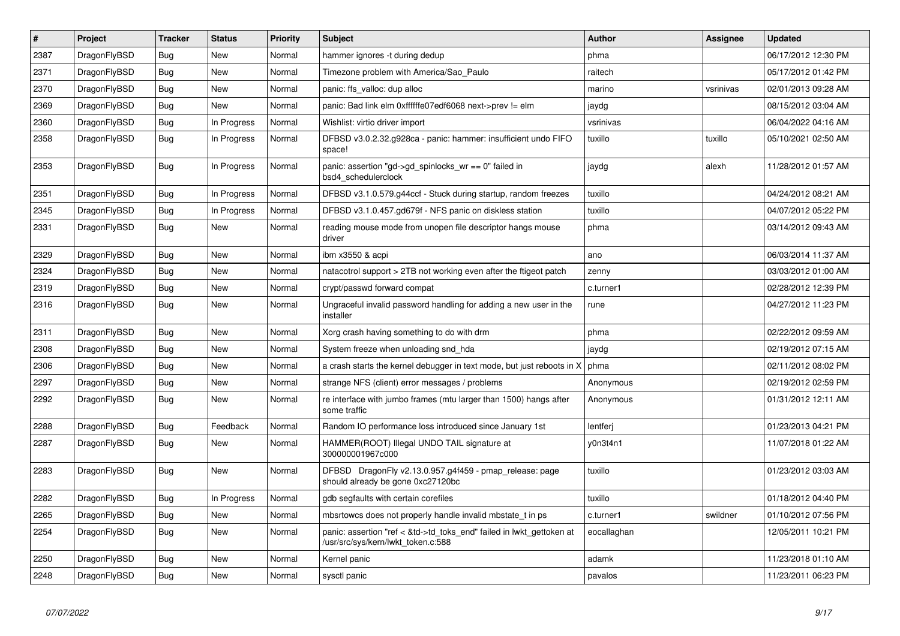| # | Project | Tracker | Status | Priority | Subject | Author | Assignee | Updated |
|---|---|---|---|---|---|---|---|---|
| 2387 | DragonFlyBSD | Bug | New | Normal | hammer ignores -t during dedup | phma | | 06/17/2012 12:30 PM |
| 2371 | DragonFlyBSD | Bug | New | Normal | Timezone problem with America/Sao_Paulo | raitech | | 05/17/2012 01:42 PM |
| 2370 | DragonFlyBSD | Bug | New | Normal | panic: ffs_valloc: dup alloc | marino | vsrinivas | 02/01/2013 09:28 AM |
| 2369 | DragonFlyBSD | Bug | New | Normal | panic: Bad link elm 0xffffffe07edf6068 next->prev != elm | jaydg | | 08/15/2012 03:04 AM |
| 2360 | DragonFlyBSD | Bug | In Progress | Normal | Wishlist: virtio driver import | vsrinivas | | 06/04/2022 04:16 AM |
| 2358 | DragonFlyBSD | Bug | In Progress | Normal | DFBSD v3.0.2.32.g928ca - panic: hammer: insufficient undo FIFO space! | tuxillo | tuxillo | 05/10/2021 02:50 AM |
| 2353 | DragonFlyBSD | Bug | In Progress | Normal | panic: assertion "gd->gd_spinlocks_wr == 0" failed in bsd4_schedulerclock | jaydg | alexh | 11/28/2012 01:57 AM |
| 2351 | DragonFlyBSD | Bug | In Progress | Normal | DFBSD v3.1.0.579.g44ccf - Stuck during startup, random freezes | tuxillo | | 04/24/2012 08:21 AM |
| 2345 | DragonFlyBSD | Bug | In Progress | Normal | DFBSD v3.1.0.457.gd679f - NFS panic on diskless station | tuxillo | | 04/07/2012 05:22 PM |
| 2331 | DragonFlyBSD | Bug | New | Normal | reading mouse mode from unopen file descriptor hangs mouse driver | phma | | 03/14/2012 09:43 AM |
| 2329 | DragonFlyBSD | Bug | New | Normal | ibm x3550 & acpi | ano | | 06/03/2014 11:37 AM |
| 2324 | DragonFlyBSD | Bug | New | Normal | natacotrol support > 2TB not working even after the ftigeot patch | zenny | | 03/03/2012 01:00 AM |
| 2319 | DragonFlyBSD | Bug | New | Normal | crypt/passwd forward compat | c.turner1 | | 02/28/2012 12:39 PM |
| 2316 | DragonFlyBSD | Bug | New | Normal | Ungraceful invalid password handling for adding a new user in the installer | rune | | 04/27/2012 11:23 PM |
| 2311 | DragonFlyBSD | Bug | New | Normal | Xorg crash having something to do with drm | phma | | 02/22/2012 09:59 AM |
| 2308 | DragonFlyBSD | Bug | New | Normal | System freeze when unloading snd_hda | jaydg | | 02/19/2012 07:15 AM |
| 2306 | DragonFlyBSD | Bug | New | Normal | a crash starts the kernel debugger in text mode, but just reboots in X | phma | | 02/11/2012 08:02 PM |
| 2297 | DragonFlyBSD | Bug | New | Normal | strange NFS (client) error messages / problems | Anonymous | | 02/19/2012 02:59 PM |
| 2292 | DragonFlyBSD | Bug | New | Normal | re interface with jumbo frames (mtu larger than 1500) hangs after some traffic | Anonymous | | 01/31/2012 12:11 AM |
| 2288 | DragonFlyBSD | Bug | Feedback | Normal | Random IO performance loss introduced since January 1st | lentferj | | 01/23/2013 04:21 PM |
| 2287 | DragonFlyBSD | Bug | New | Normal | HAMMER(ROOT) Illegal UNDO TAIL signature at 300000001967c000 | y0n3t4n1 | | 11/07/2018 01:22 AM |
| 2283 | DragonFlyBSD | Bug | New | Normal | DFBSD DragonFly v2.13.0.957.g4f459 - pmap_release: page should already be gone 0xc27120bc | tuxillo | | 01/23/2012 03:03 AM |
| 2282 | DragonFlyBSD | Bug | In Progress | Normal | gdb segfaults with certain corefiles | tuxillo | | 01/18/2012 04:40 PM |
| 2265 | DragonFlyBSD | Bug | New | Normal | mbsrtowcs does not properly handle invalid mbstate_t in ps | c.turner1 | swildner | 01/10/2012 07:56 PM |
| 2254 | DragonFlyBSD | Bug | New | Normal | panic: assertion "ref < &td->td_toks_end" failed in lwkt_gettoken at /usr/src/sys/kern/lwkt_token.c:588 | eocallaghan | | 12/05/2011 10:21 PM |
| 2250 | DragonFlyBSD | Bug | New | Normal | Kernel panic | adamk | | 11/23/2018 01:10 AM |
| 2248 | DragonFlyBSD | Bug | New | Normal | sysctl panic | pavalos | | 11/23/2011 06:23 PM |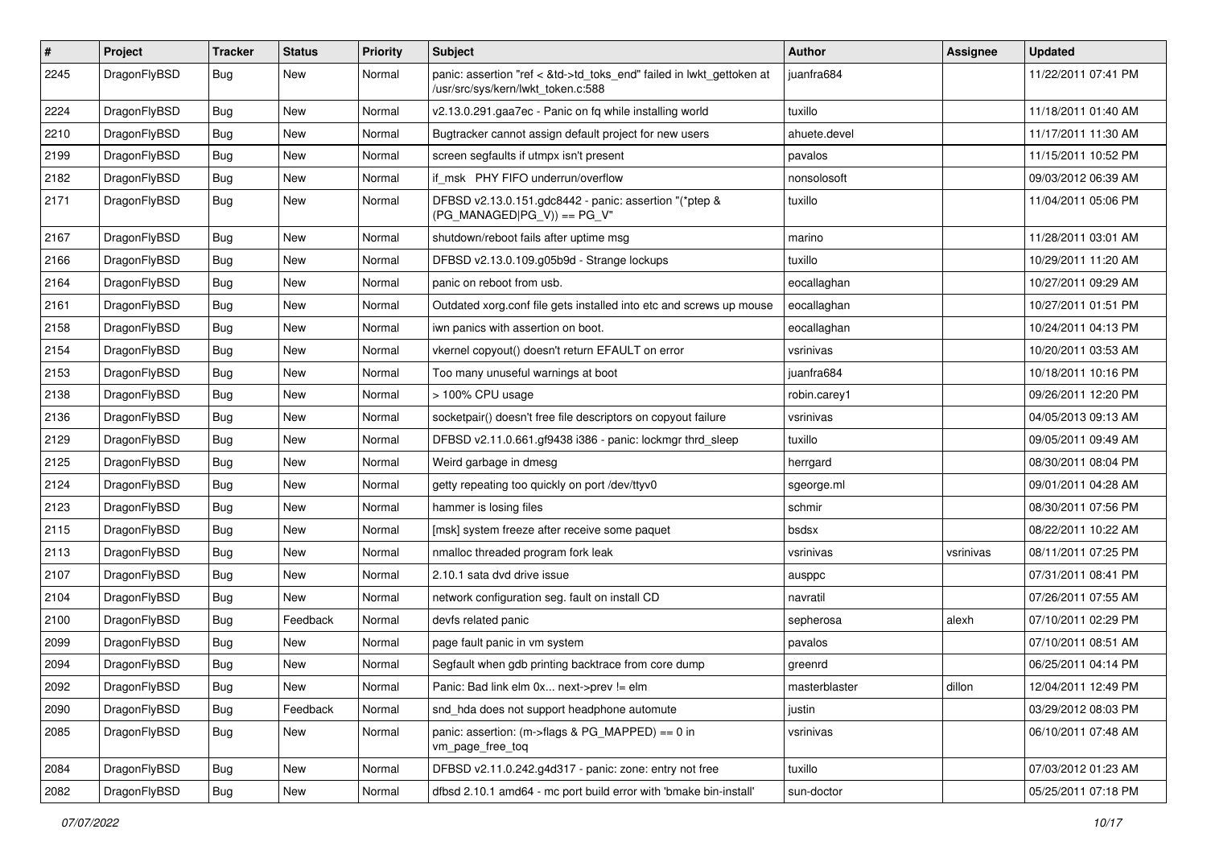| # | Project | Tracker | Status | Priority | Subject | Author | Assignee | Updated |
|---|---|---|---|---|---|---|---|---|
| 2245 | DragonFlyBSD | Bug | New | Normal | panic: assertion "ref < &td->td_toks_end" failed in lwkt_gettoken at /usr/src/sys/kern/lwkt_token.c:588 | juanfra684 | | 11/22/2011 07:41 PM |
| 2224 | DragonFlyBSD | Bug | New | Normal | v2.13.0.291.gaa7ec - Panic on fq while installing world | tuxillo | | 11/18/2011 01:40 AM |
| 2210 | DragonFlyBSD | Bug | New | Normal | Bugtracker cannot assign default project for new users | ahuete.devel | | 11/17/2011 11:30 AM |
| 2199 | DragonFlyBSD | Bug | New | Normal | screen segfaults if utmpx isn't present | pavalos | | 11/15/2011 10:52 PM |
| 2182 | DragonFlyBSD | Bug | New | Normal | if_msk PHY FIFO underrun/overflow | nonsolosoft | | 09/03/2012 06:39 AM |
| 2171 | DragonFlyBSD | Bug | New | Normal | DFBSD v2.13.0.151.gdc8442 - panic: assertion "(*ptep & (PG_MANAGED\|PG_V)) == PG_V" | tuxillo | | 11/04/2011 05:06 PM |
| 2167 | DragonFlyBSD | Bug | New | Normal | shutdown/reboot fails after uptime msg | marino | | 11/28/2011 03:01 AM |
| 2166 | DragonFlyBSD | Bug | New | Normal | DFBSD v2.13.0.109.g05b9d - Strange lockups | tuxillo | | 10/29/2011 11:20 AM |
| 2164 | DragonFlyBSD | Bug | New | Normal | panic on reboot from usb. | eocallaghan | | 10/27/2011 09:29 AM |
| 2161 | DragonFlyBSD | Bug | New | Normal | Outdated xorg.conf file gets installed into etc and screws up mouse | eocallaghan | | 10/27/2011 01:51 PM |
| 2158 | DragonFlyBSD | Bug | New | Normal | iwn panics with assertion on boot. | eocallaghan | | 10/24/2011 04:13 PM |
| 2154 | DragonFlyBSD | Bug | New | Normal | vkernel copyout() doesn't return EFAULT on error | vsrinivas | | 10/20/2011 03:53 AM |
| 2153 | DragonFlyBSD | Bug | New | Normal | Too many unuseful warnings at boot | juanfra684 | | 10/18/2011 10:16 PM |
| 2138 | DragonFlyBSD | Bug | New | Normal | > 100% CPU usage | robin.carey1 | | 09/26/2011 12:20 PM |
| 2136 | DragonFlyBSD | Bug | New | Normal | socketpair() doesn't free file descriptors on copyout failure | vsrinivas | | 04/05/2013 09:13 AM |
| 2129 | DragonFlyBSD | Bug | New | Normal | DFBSD v2.11.0.661.gf9438 i386 - panic: lockmgr thrd_sleep | tuxillo | | 09/05/2011 09:49 AM |
| 2125 | DragonFlyBSD | Bug | New | Normal | Weird garbage in dmesg | herrgard | | 08/30/2011 08:04 PM |
| 2124 | DragonFlyBSD | Bug | New | Normal | getty repeating too quickly on port /dev/ttyv0 | sgeorge.ml | | 09/01/2011 04:28 AM |
| 2123 | DragonFlyBSD | Bug | New | Normal | hammer is losing files | schmir | | 08/30/2011 07:56 PM |
| 2115 | DragonFlyBSD | Bug | New | Normal | [msk] system freeze after receive some paquet | bsdsx | | 08/22/2011 10:22 AM |
| 2113 | DragonFlyBSD | Bug | New | Normal | nmalloc threaded program fork leak | vsrinivas | vsrinivas | 08/11/2011 07:25 PM |
| 2107 | DragonFlyBSD | Bug | New | Normal | 2.10.1 sata dvd drive issue | ausppc | | 07/31/2011 08:41 PM |
| 2104 | DragonFlyBSD | Bug | New | Normal | network configuration seg. fault on install CD | navratil | | 07/26/2011 07:55 AM |
| 2100 | DragonFlyBSD | Bug | Feedback | Normal | devfs related panic | sepherosa | alexh | 07/10/2011 02:29 PM |
| 2099 | DragonFlyBSD | Bug | New | Normal | page fault panic in vm system | pavalos | | 07/10/2011 08:51 AM |
| 2094 | DragonFlyBSD | Bug | New | Normal | Segfault when gdb printing backtrace from core dump | greenrd | | 06/25/2011 04:14 PM |
| 2092 | DragonFlyBSD | Bug | New | Normal | Panic: Bad link elm 0x... next->prev != elm | masterblaster | dillon | 12/04/2011 12:49 PM |
| 2090 | DragonFlyBSD | Bug | Feedback | Normal | snd_hda does not support headphone automute | justin | | 03/29/2012 08:03 PM |
| 2085 | DragonFlyBSD | Bug | New | Normal | panic: assertion: (m->flags & PG_MAPPED) == 0 in vm_page_free_toq | vsrinivas | | 06/10/2011 07:48 AM |
| 2084 | DragonFlyBSD | Bug | New | Normal | DFBSD v2.11.0.242.g4d317 - panic: zone: entry not free | tuxillo | | 07/03/2012 01:23 AM |
| 2082 | DragonFlyBSD | Bug | New | Normal | dfbsd 2.10.1 amd64 - mc port build error with 'bmake bin-install' | sun-doctor | | 05/25/2011 07:18 PM |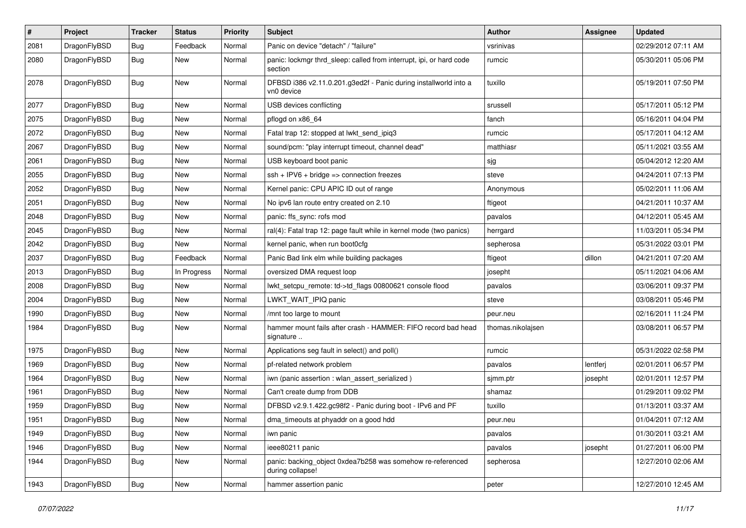| # | Project | Tracker | Status | Priority | Subject | Author | Assignee | Updated |
| --- | --- | --- | --- | --- | --- | --- | --- | --- |
| 2081 | DragonFlyBSD | Bug | Feedback | Normal | Panic on device "detach" / "failure" | vsrinivas | | 02/29/2012 07:11 AM |
| 2080 | DragonFlyBSD | Bug | New | Normal | panic: lockmgr thrd_sleep: called from interrupt, ipi, or hard code section | rumcic | | 05/30/2011 05:06 PM |
| 2078 | DragonFlyBSD | Bug | New | Normal | DFBSD i386 v2.11.0.201.g3ed2f - Panic during installworld into a vn0 device | tuxillo | | 05/19/2011 07:50 PM |
| 2077 | DragonFlyBSD | Bug | New | Normal | USB devices conflicting | srussell | | 05/17/2011 05:12 PM |
| 2075 | DragonFlyBSD | Bug | New | Normal | pflogd on x86_64 | fanch | | 05/16/2011 04:04 PM |
| 2072 | DragonFlyBSD | Bug | New | Normal | Fatal trap 12: stopped at lwkt_send_ipiq3 | rumcic | | 05/17/2011 04:12 AM |
| 2067 | DragonFlyBSD | Bug | New | Normal | sound/pcm: "play interrupt timeout, channel dead" | matthiasr | | 05/11/2021 03:55 AM |
| 2061 | DragonFlyBSD | Bug | New | Normal | USB keyboard boot panic | sjg | | 05/04/2012 12:20 AM |
| 2055 | DragonFlyBSD | Bug | New | Normal | ssh + IPV6 + bridge => connection freezes | steve | | 04/24/2011 07:13 PM |
| 2052 | DragonFlyBSD | Bug | New | Normal | Kernel panic: CPU APIC ID out of range | Anonymous | | 05/02/2011 11:06 AM |
| 2051 | DragonFlyBSD | Bug | New | Normal | No ipv6 lan route entry created on 2.10 | ftigeot | | 04/21/2011 10:37 AM |
| 2048 | DragonFlyBSD | Bug | New | Normal | panic: ffs_sync: rofs mod | pavalos | | 04/12/2011 05:45 AM |
| 2045 | DragonFlyBSD | Bug | New | Normal | ral(4): Fatal trap 12: page fault while in kernel mode (two panics) | herrgard | | 11/03/2011 05:34 PM |
| 2042 | DragonFlyBSD | Bug | New | Normal | kernel panic, when run boot0cfg | sepherosa | | 05/31/2022 03:01 PM |
| 2037 | DragonFlyBSD | Bug | Feedback | Normal | Panic Bad link elm while building packages | ftigeot | dillon | 04/21/2011 07:20 AM |
| 2013 | DragonFlyBSD | Bug | In Progress | Normal | oversized DMA request loop | josepht | | 05/11/2021 04:06 AM |
| 2008 | DragonFlyBSD | Bug | New | Normal | lwkt_setcpu_remote: td->td_flags 00800621 console flood | pavalos | | 03/06/2011 09:37 PM |
| 2004 | DragonFlyBSD | Bug | New | Normal | LWKT_WAIT_IPIQ panic | steve | | 03/08/2011 05:46 PM |
| 1990 | DragonFlyBSD | Bug | New | Normal | /mnt too large to mount | peur.neu | | 02/16/2011 11:24 PM |
| 1984 | DragonFlyBSD | Bug | New | Normal | hammer mount fails after crash - HAMMER: FIFO record bad head signature .. | thomas.nikolajsen | | 03/08/2011 06:57 PM |
| 1975 | DragonFlyBSD | Bug | New | Normal | Applications seg fault in select() and poll() | rumcic | | 05/31/2022 02:58 PM |
| 1969 | DragonFlyBSD | Bug | New | Normal | pf-related network problem | pavalos | lentferj | 02/01/2011 06:57 PM |
| 1964 | DragonFlyBSD | Bug | New | Normal | iwn (panic assertion : wlan_assert_serialized ) | sjmm.ptr | josepht | 02/01/2011 12:57 PM |
| 1961 | DragonFlyBSD | Bug | New | Normal | Can't create dump from DDB | shamaz | | 01/29/2011 09:02 PM |
| 1959 | DragonFlyBSD | Bug | New | Normal | DFBSD v2.9.1.422.gc98f2 - Panic during boot - IPv6 and PF | tuxillo | | 01/13/2011 03:37 AM |
| 1951 | DragonFlyBSD | Bug | New | Normal | dma_timeouts at phyaddr on a good hdd | peur.neu | | 01/04/2011 07:12 AM |
| 1949 | DragonFlyBSD | Bug | New | Normal | iwn panic | pavalos | | 01/30/2011 03:21 AM |
| 1946 | DragonFlyBSD | Bug | New | Normal | ieee80211 panic | pavalos | josepht | 01/27/2011 06:00 PM |
| 1944 | DragonFlyBSD | Bug | New | Normal | panic: backing_object 0xdea7b258 was somehow re-referenced during collapse! | sepherosa | | 12/27/2010 02:06 AM |
| 1943 | DragonFlyBSD | Bug | New | Normal | hammer assertion panic | peter | | 12/27/2010 12:45 AM |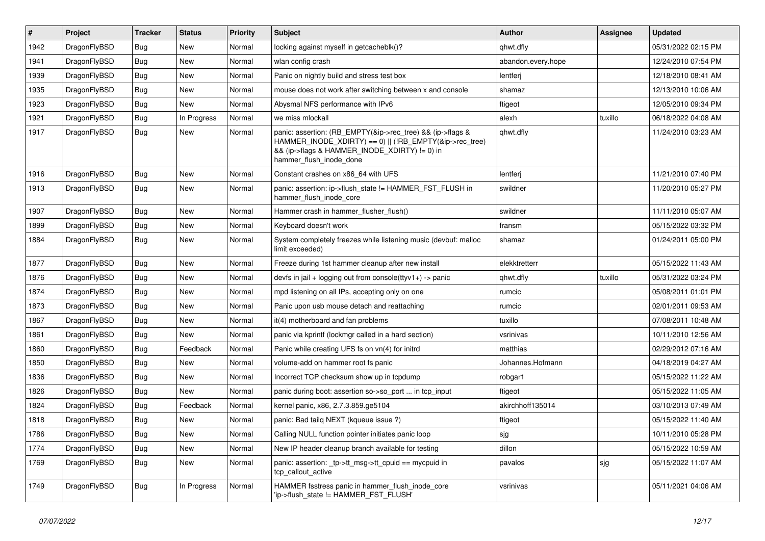| # | Project | Tracker | Status | Priority | Subject | Author | Assignee | Updated |
|---|---|---|---|---|---|---|---|---|
| 1942 | DragonFlyBSD | Bug | New | Normal | locking against myself in getcacheblk()? | qhwt.dfly | | 05/31/2022 02:15 PM |
| 1941 | DragonFlyBSD | Bug | New | Normal | wlan config crash | abandon.every.hope | | 12/24/2010 07:54 PM |
| 1939 | DragonFlyBSD | Bug | New | Normal | Panic on nightly build and stress test box | lentferj | | 12/18/2010 08:41 AM |
| 1935 | DragonFlyBSD | Bug | New | Normal | mouse does not work after switching between x and console | shamaz | | 12/13/2010 10:06 AM |
| 1923 | DragonFlyBSD | Bug | New | Normal | Abysmal NFS performance with IPv6 | ftigeot | | 12/05/2010 09:34 PM |
| 1921 | DragonFlyBSD | Bug | In Progress | Normal | we miss mlockall | alexh | tuxillo | 06/18/2022 04:08 AM |
| 1917 | DragonFlyBSD | Bug | New | Normal | panic: assertion: (RB_EMPTY(&ip->rec_tree) && (ip->flags & HAMMER_INODE_XDIRTY) == 0) \|\| (!RB_EMPTY(&ip->rec_tree) && (ip->flags & HAMMER_INODE_XDIRTY) != 0) in hammer_flush_inode_done | qhwt.dfly | | 11/24/2010 03:23 AM |
| 1916 | DragonFlyBSD | Bug | New | Normal | Constant crashes on x86_64 with UFS | lentferj | | 11/21/2010 07:40 PM |
| 1913 | DragonFlyBSD | Bug | New | Normal | panic: assertion: ip->flush_state != HAMMER_FST_FLUSH in hammer_flush_inode_core | swildner | | 11/20/2010 05:27 PM |
| 1907 | DragonFlyBSD | Bug | New | Normal | Hammer crash in hammer_flusher_flush() | swildner | | 11/11/2010 05:07 AM |
| 1899 | DragonFlyBSD | Bug | New | Normal | Keyboard doesn't work | fransm | | 05/15/2022 03:32 PM |
| 1884 | DragonFlyBSD | Bug | New | Normal | System completely freezes while listening music (devbuf: malloc limit exceeded) | shamaz | | 01/24/2011 05:00 PM |
| 1877 | DragonFlyBSD | Bug | New | Normal | Freeze during 1st hammer cleanup after new install | elekktretterr | | 05/15/2022 11:43 AM |
| 1876 | DragonFlyBSD | Bug | New | Normal | devfs in jail + logging out from console(ttyv1+) -> panic | qhwt.dfly | tuxillo | 05/31/2022 03:24 PM |
| 1874 | DragonFlyBSD | Bug | New | Normal | mpd listening on all IPs, accepting only on one | rumcic | | 05/08/2011 01:01 PM |
| 1873 | DragonFlyBSD | Bug | New | Normal | Panic upon usb mouse detach and reattaching | rumcic | | 02/01/2011 09:53 AM |
| 1867 | DragonFlyBSD | Bug | New | Normal | it(4) motherboard and fan problems | tuxillo | | 07/08/2011 10:48 AM |
| 1861 | DragonFlyBSD | Bug | New | Normal | panic via kprintf (lockmgr called in a hard section) | vsrinivas | | 10/11/2010 12:56 AM |
| 1860 | DragonFlyBSD | Bug | Feedback | Normal | Panic while creating UFS fs on vn(4) for initrd | matthias | | 02/29/2012 07:16 AM |
| 1850 | DragonFlyBSD | Bug | New | Normal | volume-add on hammer root fs panic | Johannes.Hofmann | | 04/18/2019 04:27 AM |
| 1836 | DragonFlyBSD | Bug | New | Normal | Incorrect TCP checksum show up in tcpdump | robgar1 | | 05/15/2022 11:22 AM |
| 1826 | DragonFlyBSD | Bug | New | Normal | panic during boot: assertion so->so_port ... in tcp_input | ftigeot | | 05/15/2022 11:05 AM |
| 1824 | DragonFlyBSD | Bug | Feedback | Normal | kernel panic, x86, 2.7.3.859.ge5104 | akirchhoff135014 | | 03/10/2013 07:49 AM |
| 1818 | DragonFlyBSD | Bug | New | Normal | panic: Bad tailq NEXT (kqueue issue ?) | ftigeot | | 05/15/2022 11:40 AM |
| 1786 | DragonFlyBSD | Bug | New | Normal | Calling NULL function pointer initiates panic loop | sjg | | 10/11/2010 05:28 PM |
| 1774 | DragonFlyBSD | Bug | New | Normal | New IP header cleanup branch available for testing | dillon | | 05/15/2022 10:59 AM |
| 1769 | DragonFlyBSD | Bug | New | Normal | panic: assertion: _tp->tt_msg->tt_cpuid == mycpuid in tcp_callout_active | pavalos | sjg | 05/15/2022 11:07 AM |
| 1749 | DragonFlyBSD | Bug | In Progress | Normal | HAMMER fsstress panic in hammer_flush_inode_core 'ip->flush_state != HAMMER_FST_FLUSH' | vsrinivas | | 05/11/2021 04:06 AM |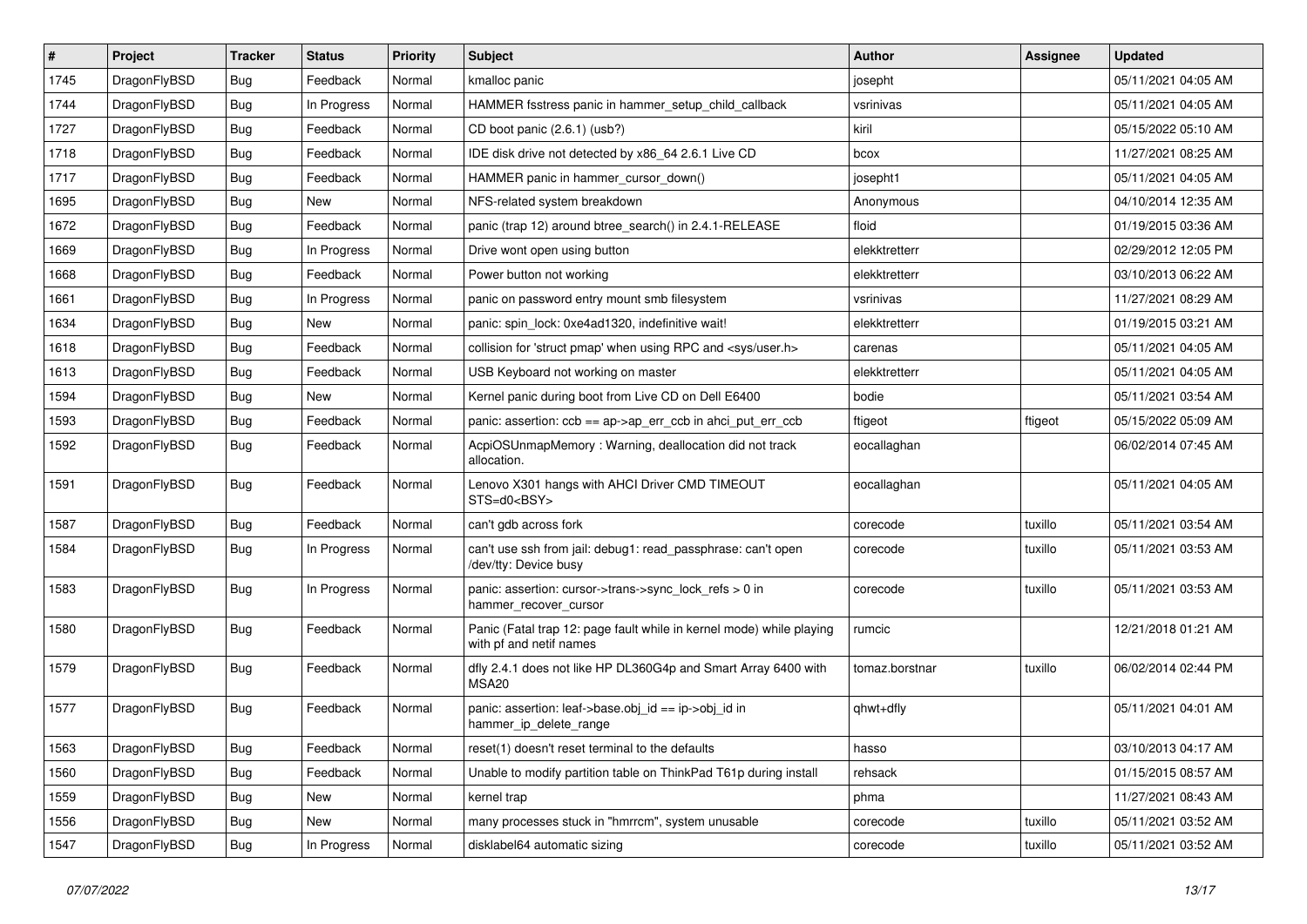| # | Project | Tracker | Status | Priority | Subject | Author | Assignee | Updated |
|---|---|---|---|---|---|---|---|---|
| 1745 | DragonFlyBSD | Bug | Feedback | Normal | kmalloc panic | josepht | | 05/11/2021 04:05 AM |
| 1744 | DragonFlyBSD | Bug | In Progress | Normal | HAMMER fsstress panic in hammer_setup_child_callback | vsrinivas | | 05/11/2021 04:05 AM |
| 1727 | DragonFlyBSD | Bug | Feedback | Normal | CD boot panic (2.6.1) (usb?) | kiril | | 05/15/2022 05:10 AM |
| 1718 | DragonFlyBSD | Bug | Feedback | Normal | IDE disk drive not detected by x86_64 2.6.1 Live CD | bcox | | 11/27/2021 08:25 AM |
| 1717 | DragonFlyBSD | Bug | Feedback | Normal | HAMMER panic in hammer_cursor_down() | josepht1 | | 05/11/2021 04:05 AM |
| 1695 | DragonFlyBSD | Bug | New | Normal | NFS-related system breakdown | Anonymous | | 04/10/2014 12:35 AM |
| 1672 | DragonFlyBSD | Bug | Feedback | Normal | panic (trap 12) around btree_search() in 2.4.1-RELEASE | floid | | 01/19/2015 03:36 AM |
| 1669 | DragonFlyBSD | Bug | In Progress | Normal | Drive wont open using button | elekktretterr | | 02/29/2012 12:05 PM |
| 1668 | DragonFlyBSD | Bug | Feedback | Normal | Power button not working | elekktretterr | | 03/10/2013 06:22 AM |
| 1661 | DragonFlyBSD | Bug | In Progress | Normal | panic on password entry mount smb filesystem | vsrinivas | | 11/27/2021 08:29 AM |
| 1634 | DragonFlyBSD | Bug | New | Normal | panic: spin_lock: 0xe4ad1320, indefinitive wait! | elekktretterr | | 01/19/2015 03:21 AM |
| 1618 | DragonFlyBSD | Bug | Feedback | Normal | collision for 'struct pmap' when using RPC and <sys/user.h> | carenas | | 05/11/2021 04:05 AM |
| 1613 | DragonFlyBSD | Bug | Feedback | Normal | USB Keyboard not working on master | elekktretterr | | 05/11/2021 04:05 AM |
| 1594 | DragonFlyBSD | Bug | New | Normal | Kernel panic during boot from Live CD on Dell E6400 | bodie | | 05/11/2021 03:54 AM |
| 1593 | DragonFlyBSD | Bug | Feedback | Normal | panic: assertion: ccb == ap->ap_err_ccb in ahci_put_err_ccb | ftigeot | ftigeot | 05/15/2022 05:09 AM |
| 1592 | DragonFlyBSD | Bug | Feedback | Normal | AcpiOSUnmapMemory : Warning, deallocation did not track allocation. | eocallaghan | | 06/02/2014 07:45 AM |
| 1591 | DragonFlyBSD | Bug | Feedback | Normal | Lenovo X301 hangs with AHCI Driver CMD TIMEOUT STS=d0<BSY> | eocallaghan | | 05/11/2021 04:05 AM |
| 1587 | DragonFlyBSD | Bug | Feedback | Normal | can't gdb across fork | corecode | tuxillo | 05/11/2021 03:54 AM |
| 1584 | DragonFlyBSD | Bug | In Progress | Normal | can't use ssh from jail: debug1: read_passphrase: can't open /dev/tty: Device busy | corecode | tuxillo | 05/11/2021 03:53 AM |
| 1583 | DragonFlyBSD | Bug | In Progress | Normal | panic: assertion: cursor->trans->sync_lock_refs > 0 in hammer_recover_cursor | corecode | tuxillo | 05/11/2021 03:53 AM |
| 1580 | DragonFlyBSD | Bug | Feedback | Normal | Panic (Fatal trap 12: page fault while in kernel mode) while playing with pf and netif names | rumcic | | 12/21/2018 01:21 AM |
| 1579 | DragonFlyBSD | Bug | Feedback | Normal | dfly 2.4.1 does not like HP DL360G4p and Smart Array 6400 with MSA20 | tomaz.borstnar | tuxillo | 06/02/2014 02:44 PM |
| 1577 | DragonFlyBSD | Bug | Feedback | Normal | panic: assertion: leaf->base.obj_id == ip->obj_id in hammer_ip_delete_range | qhwt+dfly | | 05/11/2021 04:01 AM |
| 1563 | DragonFlyBSD | Bug | Feedback | Normal | reset(1) doesn't reset terminal to the defaults | hasso | | 03/10/2013 04:17 AM |
| 1560 | DragonFlyBSD | Bug | Feedback | Normal | Unable to modify partition table on ThinkPad T61p during install | rehsack | | 01/15/2015 08:57 AM |
| 1559 | DragonFlyBSD | Bug | New | Normal | kernel trap | phma | | 11/27/2021 08:43 AM |
| 1556 | DragonFlyBSD | Bug | New | Normal | many processes stuck in "hmrrcm", system unusable | corecode | tuxillo | 05/11/2021 03:52 AM |
| 1547 | DragonFlyBSD | Bug | In Progress | Normal | disklabel64 automatic sizing | corecode | tuxillo | 05/11/2021 03:52 AM |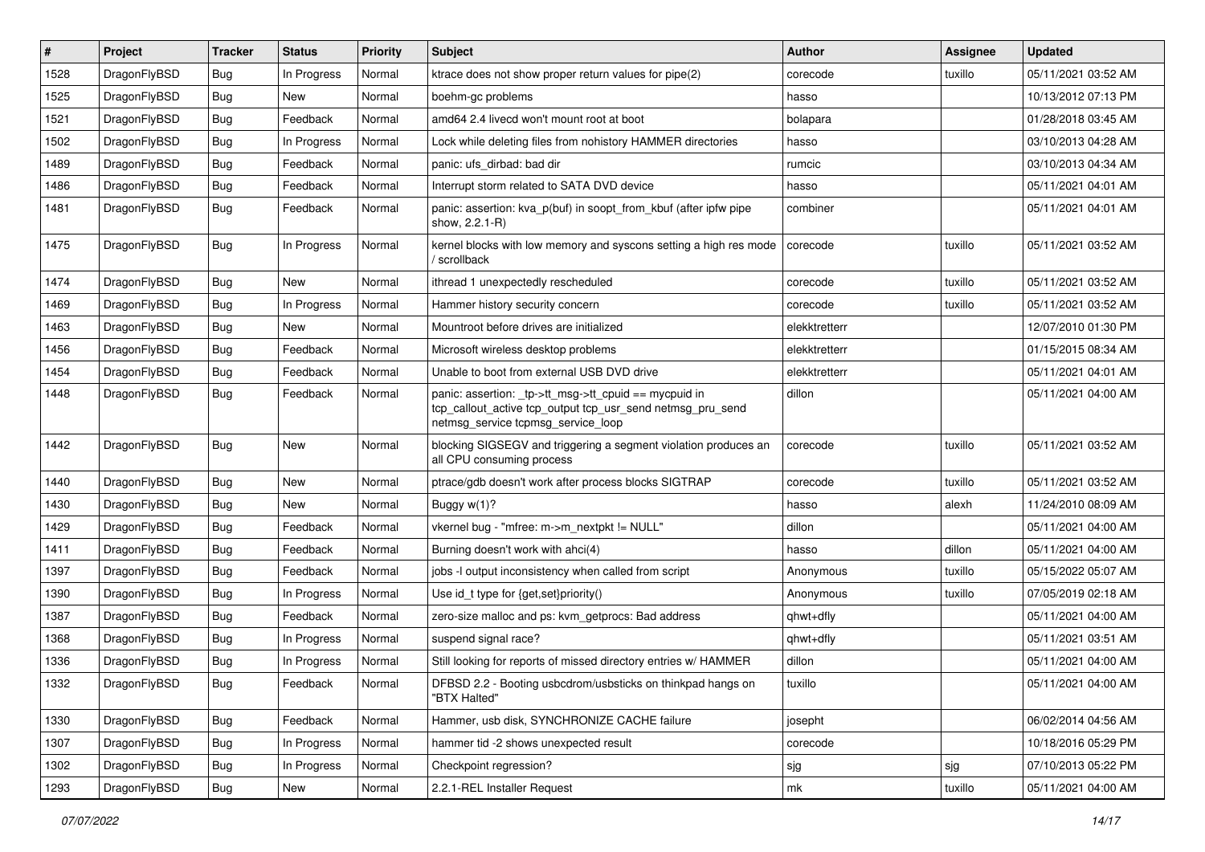| # | Project | Tracker | Status | Priority | Subject | Author | Assignee | Updated |
|---|---|---|---|---|---|---|---|---|
| 1528 | DragonFlyBSD | Bug | In Progress | Normal | ktrace does not show proper return values for pipe(2) | corecode | tuxillo | 05/11/2021 03:52 AM |
| 1525 | DragonFlyBSD | Bug | New | Normal | boehm-gc problems | hasso | | 10/13/2012 07:13 PM |
| 1521 | DragonFlyBSD | Bug | Feedback | Normal | amd64 2.4 livecd won't mount root at boot | bolapara | | 01/28/2018 03:45 AM |
| 1502 | DragonFlyBSD | Bug | In Progress | Normal | Lock while deleting files from nohistory HAMMER directories | hasso | | 03/10/2013 04:28 AM |
| 1489 | DragonFlyBSD | Bug | Feedback | Normal | panic: ufs_dirbad: bad dir | rumcic | | 03/10/2013 04:34 AM |
| 1486 | DragonFlyBSD | Bug | Feedback | Normal | Interrupt storm related to SATA DVD device | hasso | | 05/11/2021 04:01 AM |
| 1481 | DragonFlyBSD | Bug | Feedback | Normal | panic: assertion: kva_p(buf) in soopt_from_kbuf (after ipfw pipe show, 2.2.1-R) | combiner | | 05/11/2021 04:01 AM |
| 1475 | DragonFlyBSD | Bug | In Progress | Normal | kernel blocks with low memory and syscons setting a high res mode / scrollback | corecode | tuxillo | 05/11/2021 03:52 AM |
| 1474 | DragonFlyBSD | Bug | New | Normal | ithread 1 unexpectedly rescheduled | corecode | tuxillo | 05/11/2021 03:52 AM |
| 1469 | DragonFlyBSD | Bug | In Progress | Normal | Hammer history security concern | corecode | tuxillo | 05/11/2021 03:52 AM |
| 1463 | DragonFlyBSD | Bug | New | Normal | Mountroot before drives are initialized | elekktretterr | | 12/07/2010 01:30 PM |
| 1456 | DragonFlyBSD | Bug | Feedback | Normal | Microsoft wireless desktop problems | elekktretterr | | 01/15/2015 08:34 AM |
| 1454 | DragonFlyBSD | Bug | Feedback | Normal | Unable to boot from external USB DVD drive | elekktretterr | | 05/11/2021 04:01 AM |
| 1448 | DragonFlyBSD | Bug | Feedback | Normal | panic: assertion: _tp->tt_msg->tt_cpuid == mycpuid in tcp_callout_active tcp_output tcp_usr_send netmsg_pru_send netmsg_service tcpmsg_service_loop | dillon | | 05/11/2021 04:00 AM |
| 1442 | DragonFlyBSD | Bug | New | Normal | blocking SIGSEGV and triggering a segment violation produces an all CPU consuming process | corecode | tuxillo | 05/11/2021 03:52 AM |
| 1440 | DragonFlyBSD | Bug | New | Normal | ptrace/gdb doesn't work after process blocks SIGTRAP | corecode | tuxillo | 05/11/2021 03:52 AM |
| 1430 | DragonFlyBSD | Bug | New | Normal | Buggy w(1)? | hasso | alexh | 11/24/2010 08:09 AM |
| 1429 | DragonFlyBSD | Bug | Feedback | Normal | vkernel bug - "mfree: m->m_nextpkt != NULL" | dillon | | 05/11/2021 04:00 AM |
| 1411 | DragonFlyBSD | Bug | Feedback | Normal | Burning doesn't work with ahci(4) | hasso | dillon | 05/11/2021 04:00 AM |
| 1397 | DragonFlyBSD | Bug | Feedback | Normal | jobs -l output inconsistency when called from script | Anonymous | tuxillo | 05/15/2022 05:07 AM |
| 1390 | DragonFlyBSD | Bug | In Progress | Normal | Use id_t type for {get,set}priority() | Anonymous | tuxillo | 07/05/2019 02:18 AM |
| 1387 | DragonFlyBSD | Bug | Feedback | Normal | zero-size malloc and ps: kvm_getprocs: Bad address | qhwt+dfly | | 05/11/2021 04:00 AM |
| 1368 | DragonFlyBSD | Bug | In Progress | Normal | suspend signal race? | qhwt+dfly | | 05/11/2021 03:51 AM |
| 1336 | DragonFlyBSD | Bug | In Progress | Normal | Still looking for reports of missed directory entries w/ HAMMER | dillon | | 05/11/2021 04:00 AM |
| 1332 | DragonFlyBSD | Bug | Feedback | Normal | DFBSD 2.2 - Booting usbcdrom/usbsticks on thinkpad hangs on "BTX Halted" | tuxillo | | 05/11/2021 04:00 AM |
| 1330 | DragonFlyBSD | Bug | Feedback | Normal | Hammer, usb disk, SYNCHRONIZE CACHE failure | josepht | | 06/02/2014 04:56 AM |
| 1307 | DragonFlyBSD | Bug | In Progress | Normal | hammer tid -2 shows unexpected result | corecode | | 10/18/2016 05:29 PM |
| 1302 | DragonFlyBSD | Bug | In Progress | Normal | Checkpoint regression? | sjg | sjg | 07/10/2013 05:22 PM |
| 1293 | DragonFlyBSD | Bug | New | Normal | 2.2.1-REL Installer Request | mk | tuxillo | 05/11/2021 04:00 AM |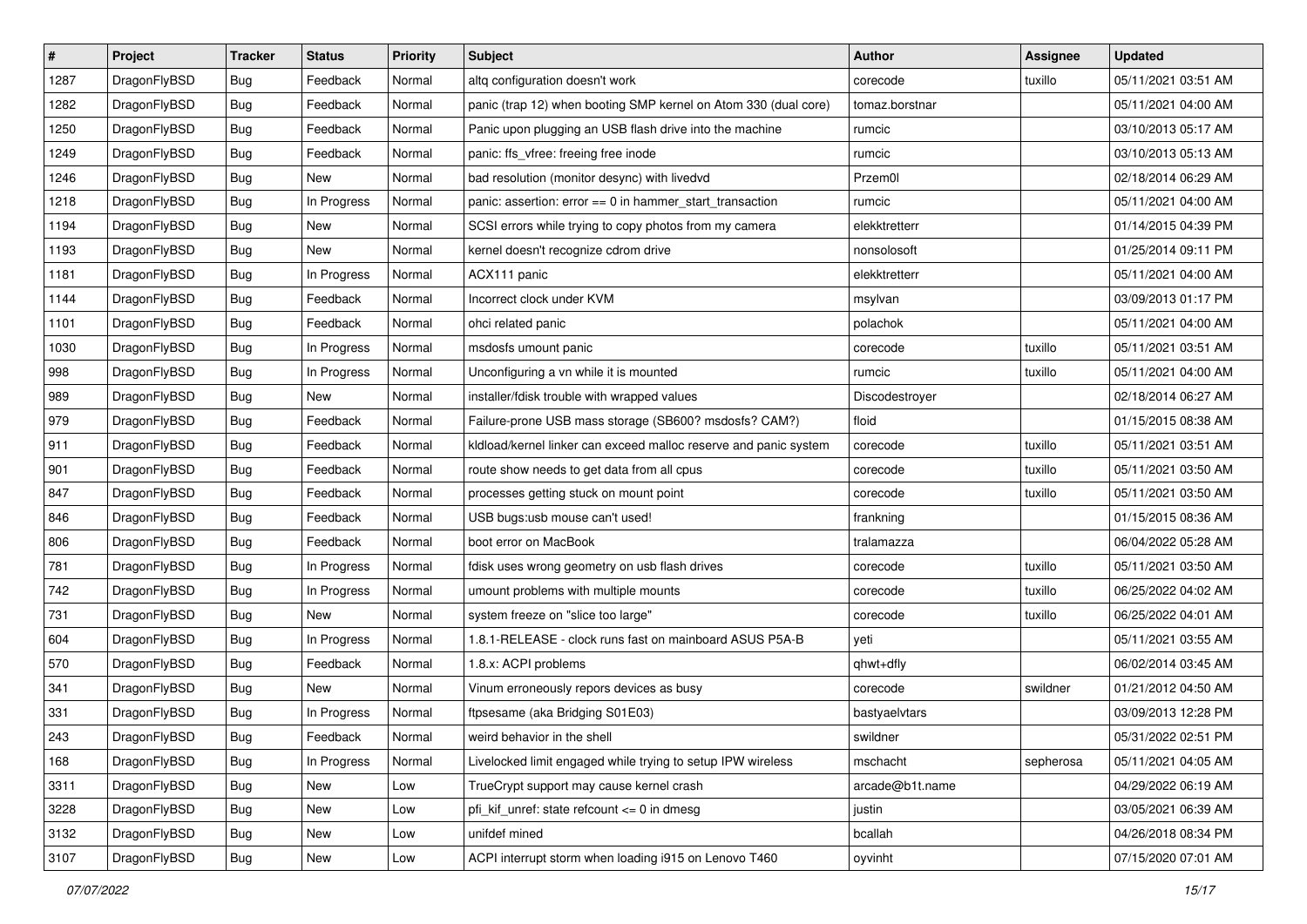| # | Project | Tracker | Status | Priority | Subject | Author | Assignee | Updated |
|---|---|---|---|---|---|---|---|---|
| 1287 | DragonFlyBSD | Bug | Feedback | Normal | altq configuration doesn't work | corecode | tuxillo | 05/11/2021 03:51 AM |
| 1282 | DragonFlyBSD | Bug | Feedback | Normal | panic (trap 12) when booting SMP kernel on Atom 330 (dual core) | tomaz.borstnar | | 05/11/2021 04:00 AM |
| 1250 | DragonFlyBSD | Bug | Feedback | Normal | Panic upon plugging an USB flash drive into the machine | rumcic | | 03/10/2013 05:17 AM |
| 1249 | DragonFlyBSD | Bug | Feedback | Normal | panic: ffs_vfree: freeing free inode | rumcic | | 03/10/2013 05:13 AM |
| 1246 | DragonFlyBSD | Bug | New | Normal | bad resolution (monitor desync) with livedvd | Przem0l | | 02/18/2014 06:29 AM |
| 1218 | DragonFlyBSD | Bug | In Progress | Normal | panic: assertion: error == 0 in hammer_start_transaction | rumcic | | 05/11/2021 04:00 AM |
| 1194 | DragonFlyBSD | Bug | New | Normal | SCSI errors while trying to copy photos from my camera | elekktretterr | | 01/14/2015 04:39 PM |
| 1193 | DragonFlyBSD | Bug | New | Normal | kernel doesn't recognize cdrom drive | nonsolosoft | | 01/25/2014 09:11 PM |
| 1181 | DragonFlyBSD | Bug | In Progress | Normal | ACX111 panic | elekktretterr | | 05/11/2021 04:00 AM |
| 1144 | DragonFlyBSD | Bug | Feedback | Normal | Incorrect clock under KVM | msylvan | | 03/09/2013 01:17 PM |
| 1101 | DragonFlyBSD | Bug | Feedback | Normal | ohci related panic | polachok | | 05/11/2021 04:00 AM |
| 1030 | DragonFlyBSD | Bug | In Progress | Normal | msdosfs umount panic | corecode | tuxillo | 05/11/2021 03:51 AM |
| 998 | DragonFlyBSD | Bug | In Progress | Normal | Unconfiguring a vn while it is mounted | rumcic | tuxillo | 05/11/2021 04:00 AM |
| 989 | DragonFlyBSD | Bug | New | Normal | installer/fdisk trouble with wrapped values | Discodestroyer | | 02/18/2014 06:27 AM |
| 979 | DragonFlyBSD | Bug | Feedback | Normal | Failure-prone USB mass storage (SB600? msdosfs? CAM?) | floid | | 01/15/2015 08:38 AM |
| 911 | DragonFlyBSD | Bug | Feedback | Normal | kldload/kernel linker can exceed malloc reserve and panic system | corecode | tuxillo | 05/11/2021 03:51 AM |
| 901 | DragonFlyBSD | Bug | Feedback | Normal | route show needs to get data from all cpus | corecode | tuxillo | 05/11/2021 03:50 AM |
| 847 | DragonFlyBSD | Bug | Feedback | Normal | processes getting stuck on mount point | corecode | tuxillo | 05/11/2021 03:50 AM |
| 846 | DragonFlyBSD | Bug | Feedback | Normal | USB bugs:usb mouse can't used! | frankning | | 01/15/2015 08:36 AM |
| 806 | DragonFlyBSD | Bug | Feedback | Normal | boot error on MacBook | tralamazza | | 06/04/2022 05:28 AM |
| 781 | DragonFlyBSD | Bug | In Progress | Normal | fdisk uses wrong geometry on usb flash drives | corecode | tuxillo | 05/11/2021 03:50 AM |
| 742 | DragonFlyBSD | Bug | In Progress | Normal | umount problems with multiple mounts | corecode | tuxillo | 06/25/2022 04:02 AM |
| 731 | DragonFlyBSD | Bug | New | Normal | system freeze on "slice too large" | corecode | tuxillo | 06/25/2022 04:01 AM |
| 604 | DragonFlyBSD | Bug | In Progress | Normal | 1.8.1-RELEASE - clock runs fast on mainboard ASUS P5A-B | yeti | | 05/11/2021 03:55 AM |
| 570 | DragonFlyBSD | Bug | Feedback | Normal | 1.8.x: ACPI problems | qhwt+dfly | | 06/02/2014 03:45 AM |
| 341 | DragonFlyBSD | Bug | New | Normal | Vinum erroneously repors devices as busy | corecode | swildner | 01/21/2012 04:50 AM |
| 331 | DragonFlyBSD | Bug | In Progress | Normal | ftpsesame (aka Bridging S01E03) | bastyaelvtars | | 03/09/2013 12:28 PM |
| 243 | DragonFlyBSD | Bug | Feedback | Normal | weird behavior in the shell | swildner | | 05/31/2022 02:51 PM |
| 168 | DragonFlyBSD | Bug | In Progress | Normal | Livelocked limit engaged while trying to setup IPW wireless | mschacht | sepherosa | 05/11/2021 04:05 AM |
| 3311 | DragonFlyBSD | Bug | New | Low | TrueCrypt support may cause kernel crash | arcade@b1t.name | | 04/29/2022 06:19 AM |
| 3228 | DragonFlyBSD | Bug | New | Low | pfi_kif_unref: state refcount <= 0 in dmesg | justin | | 03/05/2021 06:39 AM |
| 3132 | DragonFlyBSD | Bug | New | Low | unifdef mined | bcallah | | 04/26/2018 08:34 PM |
| 3107 | DragonFlyBSD | Bug | New | Low | ACPI interrupt storm when loading i915 on Lenovo T460 | oyvinht | | 07/15/2020 07:01 AM |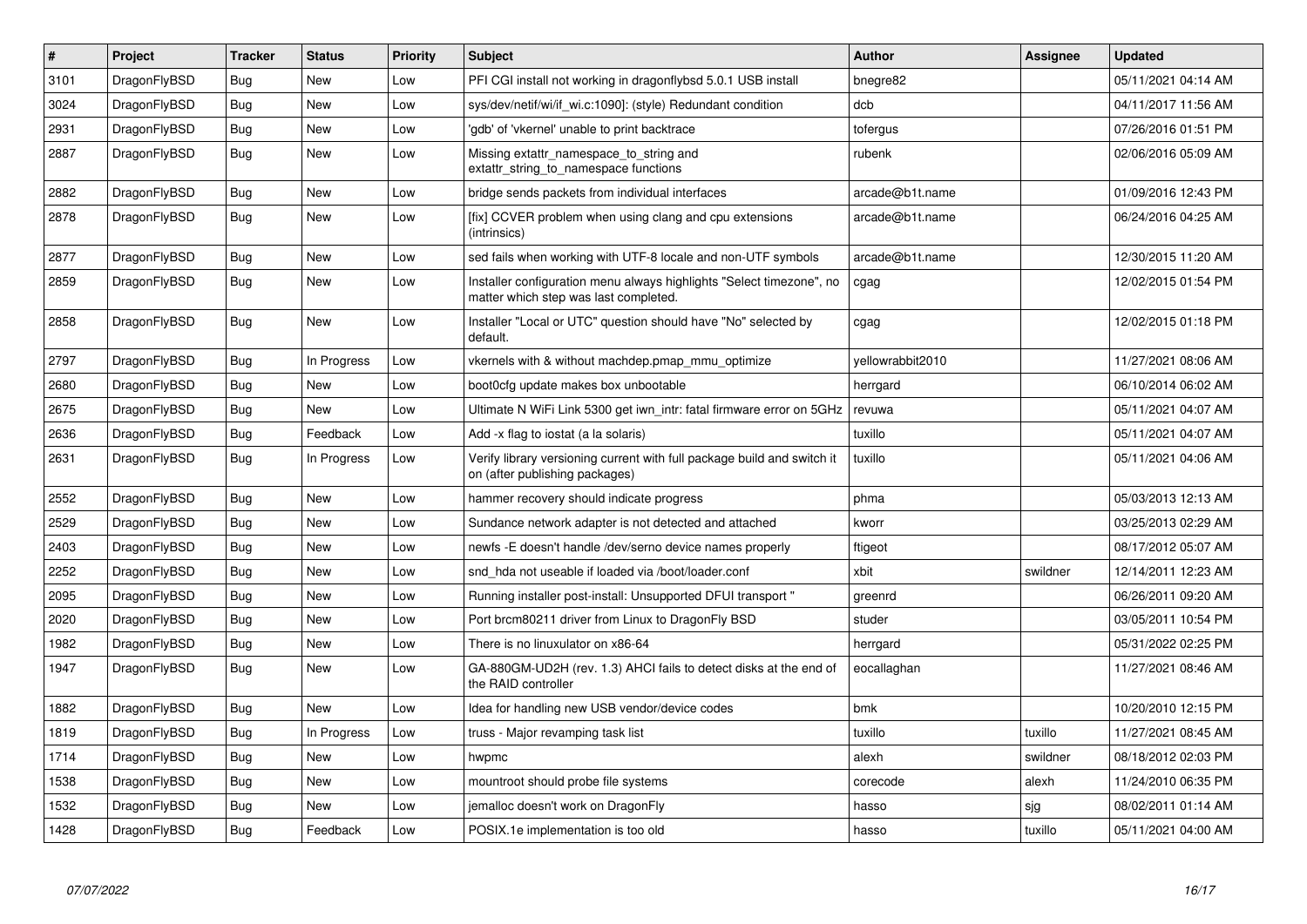| # | Project | Tracker | Status | Priority | Subject | Author | Assignee | Updated |
|---|---|---|---|---|---|---|---|---|
| 3101 | DragonFlyBSD | Bug | New | Low | PFI CGI install not working in dragonflybsd 5.0.1 USB install | bnegre82 | | 05/11/2021 04:14 AM |
| 3024 | DragonFlyBSD | Bug | New | Low | sys/dev/netif/wi/if_wi.c:1090]: (style) Redundant condition | dcb | | 04/11/2017 11:56 AM |
| 2931 | DragonFlyBSD | Bug | New | Low | 'gdb' of 'vkernel' unable to print backtrace | tofergus | | 07/26/2016 01:51 PM |
| 2887 | DragonFlyBSD | Bug | New | Low | Missing extattr_namespace_to_string and extattr_string_to_namespace functions | rubenk | | 02/06/2016 05:09 AM |
| 2882 | DragonFlyBSD | Bug | New | Low | bridge sends packets from individual interfaces | arcade@b1t.name | | 01/09/2016 12:43 PM |
| 2878 | DragonFlyBSD | Bug | New | Low | [fix] CCVER problem when using clang and cpu extensions (intrinsics) | arcade@b1t.name | | 06/24/2016 04:25 AM |
| 2877 | DragonFlyBSD | Bug | New | Low | sed fails when working with UTF-8 locale and non-UTF symbols | arcade@b1t.name | | 12/30/2015 11:20 AM |
| 2859 | DragonFlyBSD | Bug | New | Low | Installer configuration menu always highlights "Select timezone", no matter which step was last completed. | cgag | | 12/02/2015 01:54 PM |
| 2858 | DragonFlyBSD | Bug | New | Low | Installer "Local or UTC" question should have "No" selected by default. | cgag | | 12/02/2015 01:18 PM |
| 2797 | DragonFlyBSD | Bug | In Progress | Low | vkernels with & without machdep.pmap_mmu_optimize | yellowrabbit2010 | | 11/27/2021 08:06 AM |
| 2680 | DragonFlyBSD | Bug | New | Low | boot0cfg update makes box unbootable | herrgard | | 06/10/2014 06:02 AM |
| 2675 | DragonFlyBSD | Bug | New | Low | Ultimate N WiFi Link 5300 get iwn_intr: fatal firmware error on 5GHz | revuwa | | 05/11/2021 04:07 AM |
| 2636 | DragonFlyBSD | Bug | Feedback | Low | Add -x flag to iostat (a la solaris) | tuxillo | | 05/11/2021 04:07 AM |
| 2631 | DragonFlyBSD | Bug | In Progress | Low | Verify library versioning current with full package build and switch it on (after publishing packages) | tuxillo | | 05/11/2021 04:06 AM |
| 2552 | DragonFlyBSD | Bug | New | Low | hammer recovery should indicate progress | phma | | 05/03/2013 12:13 AM |
| 2529 | DragonFlyBSD | Bug | New | Low | Sundance network adapter is not detected and attached | kworr | | 03/25/2013 02:29 AM |
| 2403 | DragonFlyBSD | Bug | New | Low | newfs -E doesn't handle /dev/serno device names properly | ftigeot | | 08/17/2012 05:07 AM |
| 2252 | DragonFlyBSD | Bug | New | Low | snd_hda not useable if loaded via /boot/loader.conf | xbit | swildner | 12/14/2011 12:23 AM |
| 2095 | DragonFlyBSD | Bug | New | Low | Running installer post-install: Unsupported DFUI transport " | greenrd | | 06/26/2011 09:20 AM |
| 2020 | DragonFlyBSD | Bug | New | Low | Port brcm80211 driver from Linux to DragonFly BSD | studer | | 03/05/2011 10:54 PM |
| 1982 | DragonFlyBSD | Bug | New | Low | There is no linuxulator on x86-64 | herrgard | | 05/31/2022 02:25 PM |
| 1947 | DragonFlyBSD | Bug | New | Low | GA-880GM-UD2H (rev. 1.3) AHCI fails to detect disks at the end of the RAID controller | eocallaghan | | 11/27/2021 08:46 AM |
| 1882 | DragonFlyBSD | Bug | New | Low | Idea for handling new USB vendor/device codes | bmk | | 10/20/2010 12:15 PM |
| 1819 | DragonFlyBSD | Bug | In Progress | Low | truss - Major revamping task list | tuxillo | tuxillo | 11/27/2021 08:45 AM |
| 1714 | DragonFlyBSD | Bug | New | Low | hwpmc | alexh | swildner | 08/18/2012 02:03 PM |
| 1538 | DragonFlyBSD | Bug | New | Low | mountroot should probe file systems | corecode | alexh | 11/24/2010 06:35 PM |
| 1532 | DragonFlyBSD | Bug | New | Low | jemalloc doesn't work on DragonFly | hasso | sjg | 08/02/2011 01:14 AM |
| 1428 | DragonFlyBSD | Bug | Feedback | Low | POSIX.1e implementation is too old | hasso | tuxillo | 05/11/2021 04:00 AM |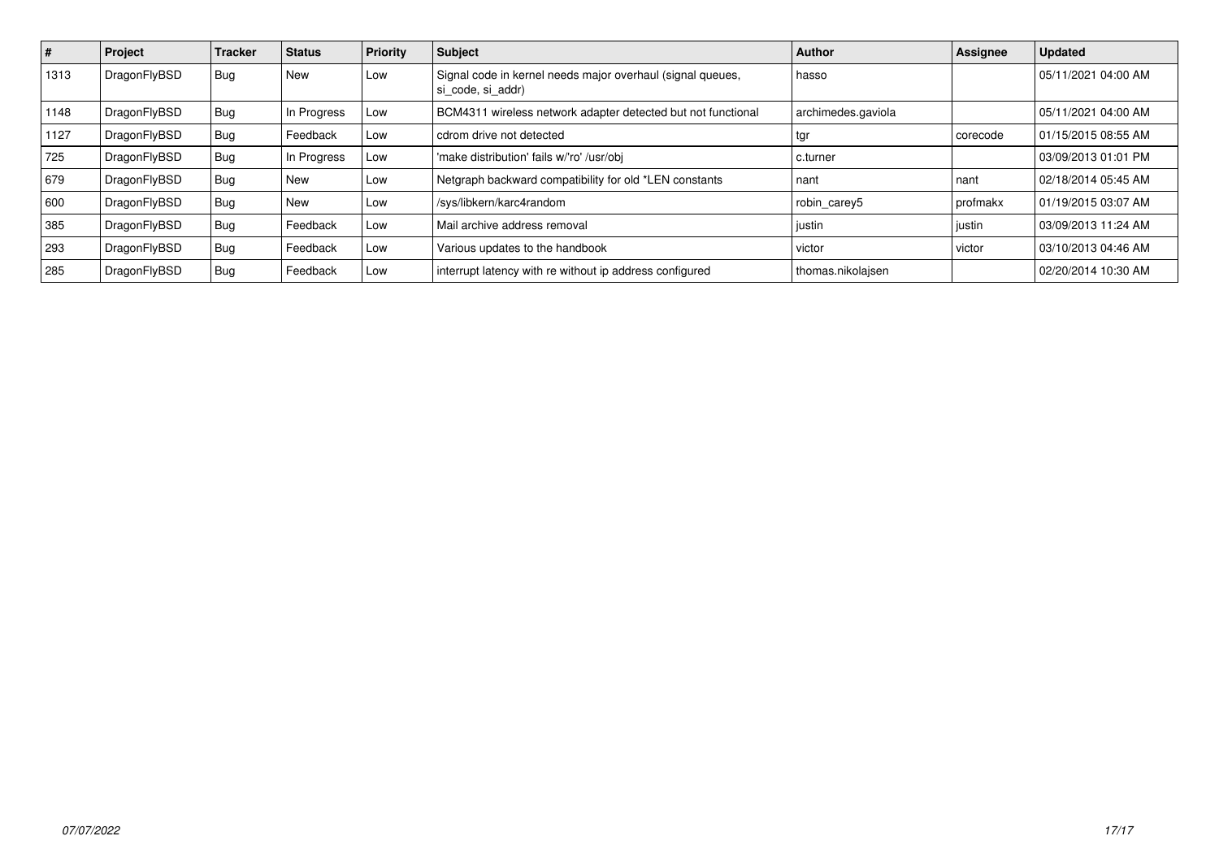| # | Project | Tracker | Status | Priority | Subject | Author | Assignee | Updated |
|---|---|---|---|---|---|---|---|---|
| 1313 | DragonFlyBSD | Bug | New | Low | Signal code in kernel needs major overhaul (signal queues, si_code, si_addr) | hasso | | 05/11/2021 04:00 AM |
| 1148 | DragonFlyBSD | Bug | In Progress | Low | BCM4311 wireless network adapter detected but not functional | archimedes.gaviola | | 05/11/2021 04:00 AM |
| 1127 | DragonFlyBSD | Bug | Feedback | Low | cdrom drive not detected | tgr | corecode | 01/15/2015 08:55 AM |
| 725 | DragonFlyBSD | Bug | In Progress | Low | 'make distribution' fails w/'ro' /usr/obj | c.turner | | 03/09/2013 01:01 PM |
| 679 | DragonFlyBSD | Bug | New | Low | Netgraph backward compatibility for old *LEN constants | nant | nant | 02/18/2014 05:45 AM |
| 600 | DragonFlyBSD | Bug | New | Low | /sys/libkern/karc4random | robin_carey5 | profmakx | 01/19/2015 03:07 AM |
| 385 | DragonFlyBSD | Bug | Feedback | Low | Mail archive address removal | justin | justin | 03/09/2013 11:24 AM |
| 293 | DragonFlyBSD | Bug | Feedback | Low | Various updates to the handbook | victor | victor | 03/10/2013 04:46 AM |
| 285 | DragonFlyBSD | Bug | Feedback | Low | interrupt latency with re without ip address configured | thomas.nikolajsen | | 02/20/2014 10:30 AM |

*07/07/2022*